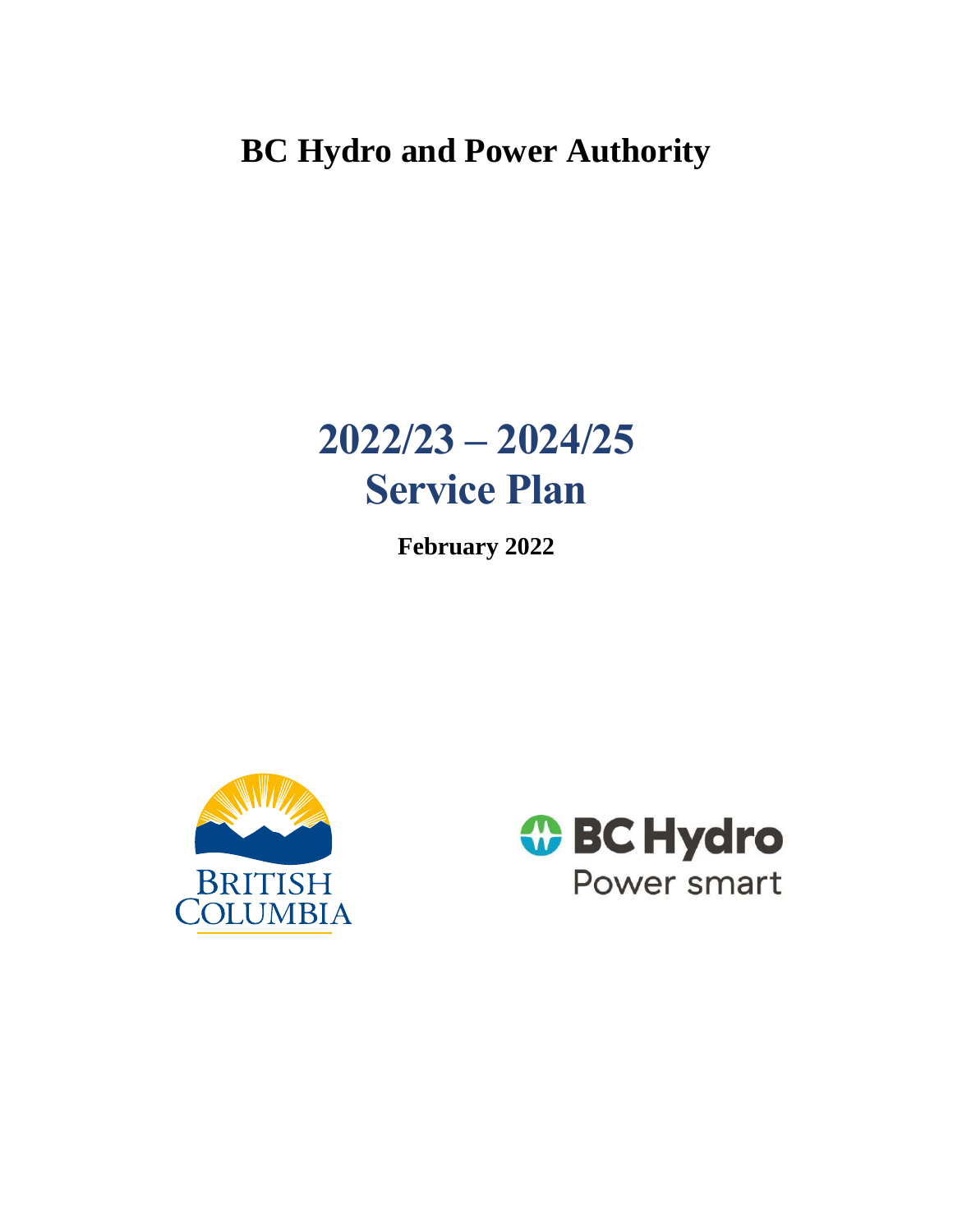# BC Hydro and Power Authority

# 2022/23 – 2024/25
# Service Plan

**February 2022**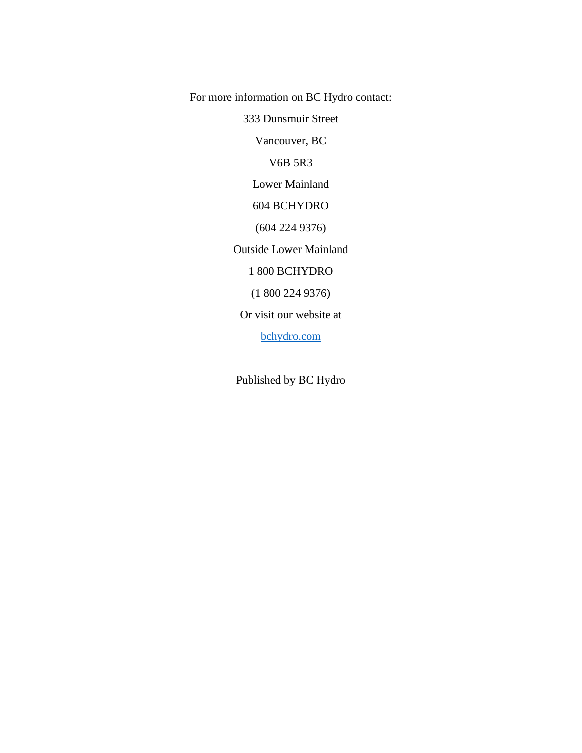For more information on BC Hydro contact:

333 Dunsmuir Street

Vancouver, BC

V6B 5R3

Lower Mainland

604 BCHYDRO

(604 224 9376)

Outside Lower Mainland

1 800 BCHYDRO

(1 800 224 9376)

Or visit our website at

[bchydro.com](bchydro.com)

Published by BC Hydro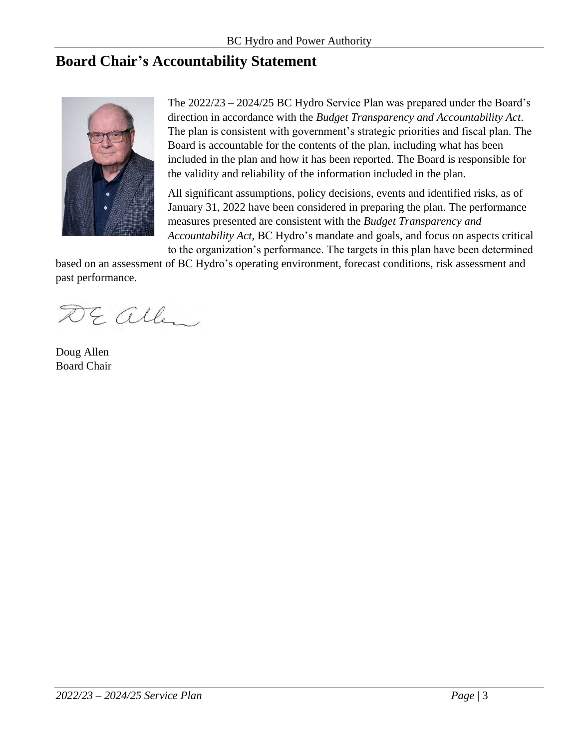## Board Chair's Accountability Statement

The 2022/23 – 2024/25 BC Hydro Service Plan was prepared under the Board's direction in accordance with the *Budget Transparency and Accountability Act*. The plan is consistent with government's strategic priorities and fiscal plan. The Board is accountable for the contents of the plan, including what has been included in the plan and how it has been reported. The Board is responsible for the validity and reliability of the information included in the plan.

All significant assumptions, policy decisions, events and identified risks, as of January 31, 2022 have been considered in preparing the plan. The performance measures presented are consistent with the *Budget Transparency and Accountability Act*, BC Hydro's mandate and goals, and focus on aspects critical to the organization's performance. The targets in this plan have been determined based on an assessment of BC Hydro's operating environment, forecast conditions, risk assessment and past performance.

Doug Allen
Board Chair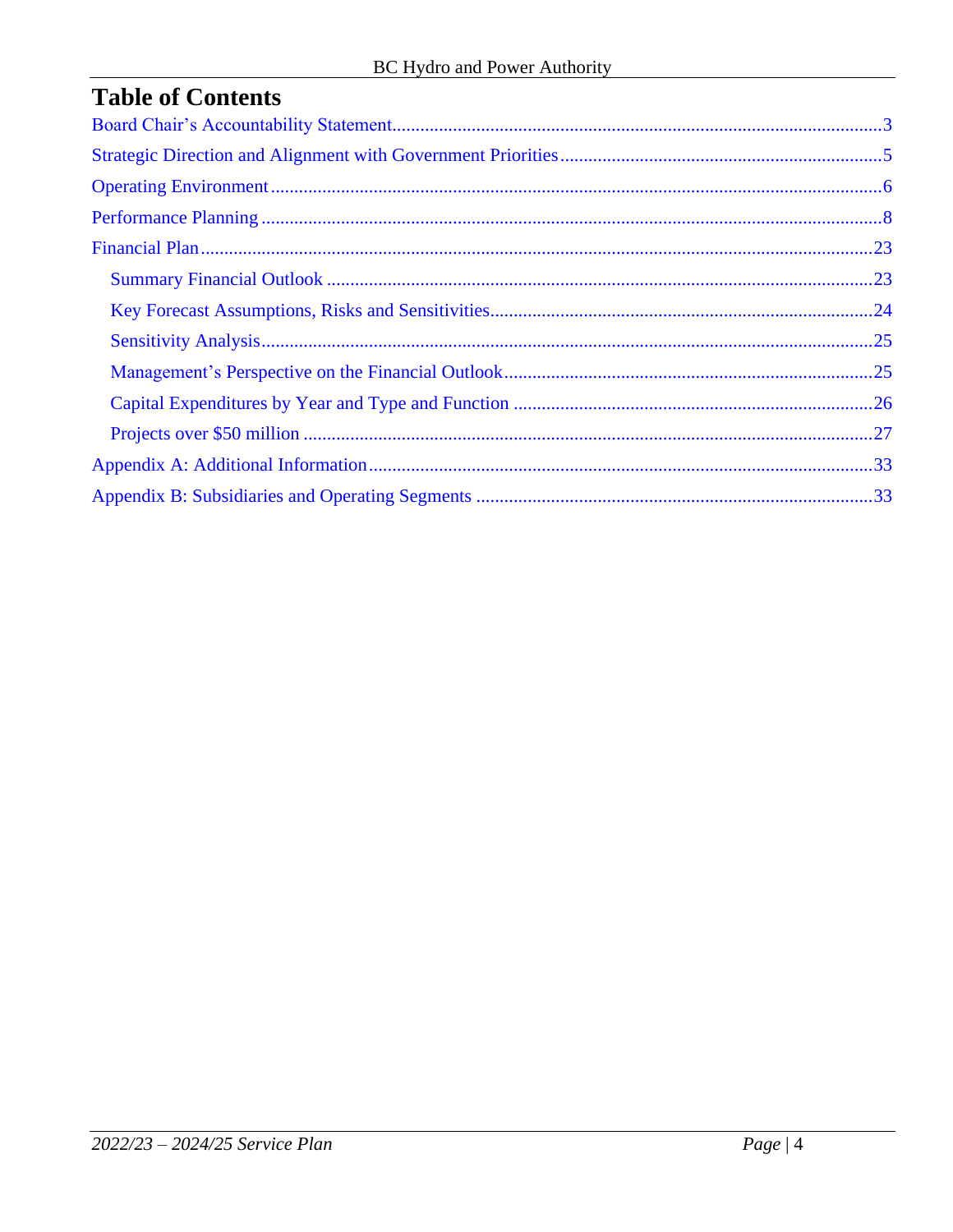# Table of Contents

Board Chair's Accountability Statement.......................................................................................3

Strategic Direction and Alignment with Government Priorities....................................................5

Operating Environment.................................................................................................................6

Performance Planning...................................................................................................................8

Financial Plan..............................................................................................................................23

- Summary Financial Outlook....................................................................................................23
- Key Forecast Assumptions, Risks and Sensitivities................................................................24
- Sensitivity Analysis..................................................................................................................25
- Management's Perspective on the Financial Outlook..............................................................25
- Capital Expenditures by Year and Type and Function............................................................26
- Projects over $50 million.........................................................................................................27

Appendix A: Additional Information...........................................................................................33

Appendix B: Subsidiaries and Operating Segments....................................................................33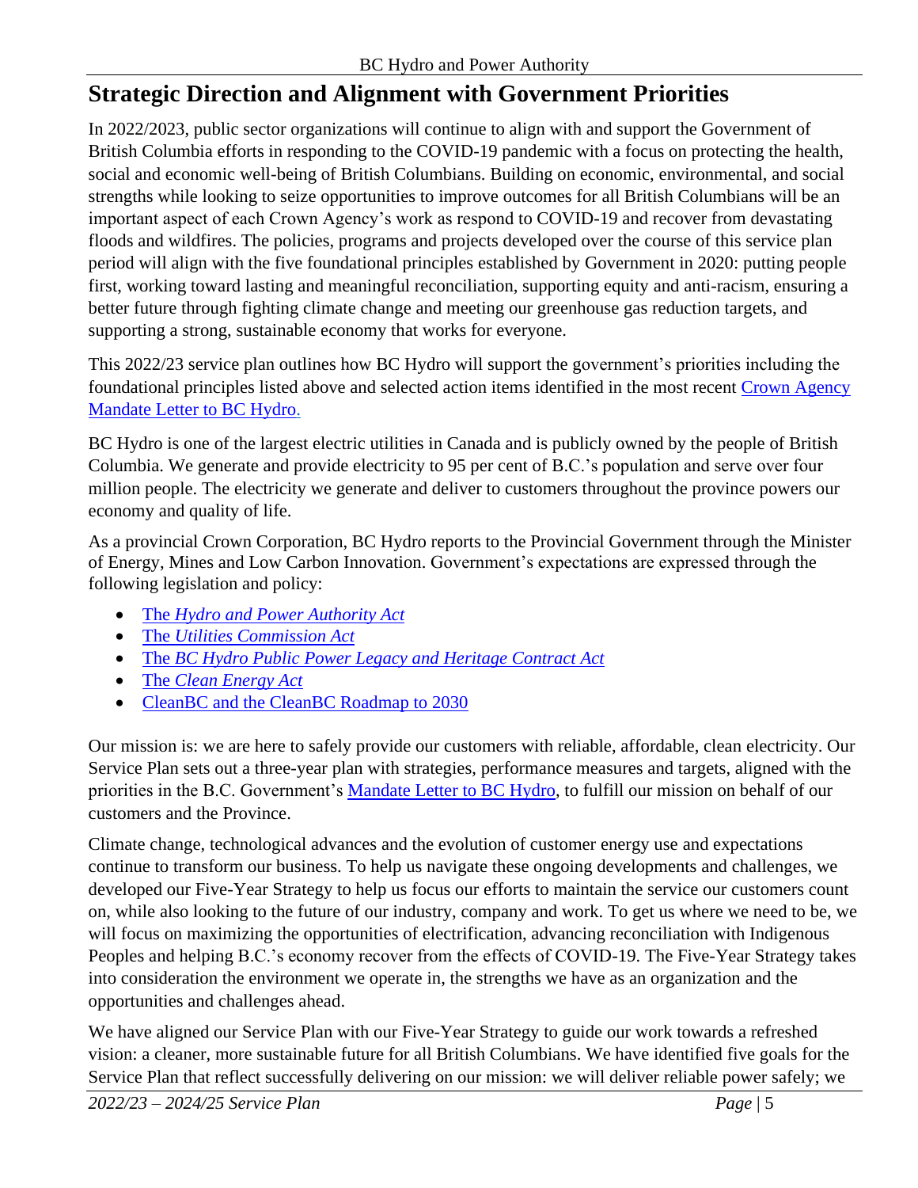## Strategic Direction and Alignment with Government Priorities

In 2022/2023, public sector organizations will continue to align with and support the Government of British Columbia efforts in responding to the COVID-19 pandemic with a focus on protecting the health, social and economic well-being of British Columbians. Building on economic, environmental, and social strengths while looking to seize opportunities to improve outcomes for all British Columbians will be an important aspect of each Crown Agency's work as respond to COVID-19 and recover from devastating floods and wildfires. The policies, programs and projects developed over the course of this service plan period will align with the five foundational principles established by Government in 2020: putting people first, working toward lasting and meaningful reconciliation, supporting equity and anti-racism, ensuring a better future through fighting climate change and meeting our greenhouse gas reduction targets, and supporting a strong, sustainable economy that works for everyone.

This 2022/23 service plan outlines how BC Hydro will support the government's priorities including the foundational principles listed above and selected action items identified in the most recent Crown Agency Mandate Letter to BC Hydro.

BC Hydro is one of the largest electric utilities in Canada and is publicly owned by the people of British Columbia. We generate and provide electricity to 95 per cent of B.C.'s population and serve over four million people. The electricity we generate and deliver to customers throughout the province powers our economy and quality of life.

As a provincial Crown Corporation, BC Hydro reports to the Provincial Government through the Minister of Energy, Mines and Low Carbon Innovation. Government's expectations are expressed through the following legislation and policy:

- The *Hydro and Power Authority Act*
- The *Utilities Commission Act*
- The *BC Hydro Public Power Legacy and Heritage Contract Act*
- The *Clean Energy Act*
- CleanBC and the CleanBC Roadmap to 2030

Our mission is: we are here to safely provide our customers with reliable, affordable, clean electricity. Our Service Plan sets out a three-year plan with strategies, performance measures and targets, aligned with the priorities in the B.C. Government's Mandate Letter to BC Hydro, to fulfill our mission on behalf of our customers and the Province.

Climate change, technological advances and the evolution of customer energy use and expectations continue to transform our business. To help us navigate these ongoing developments and challenges, we developed our Five-Year Strategy to help us focus our efforts to maintain the service our customers count on, while also looking to the future of our industry, company and work. To get us where we need to be, we will focus on maximizing the opportunities of electrification, advancing reconciliation with Indigenous Peoples and helping B.C.'s economy recover from the effects of COVID-19. The Five-Year Strategy takes into consideration the environment we operate in, the strengths we have as an organization and the opportunities and challenges ahead.

We have aligned our Service Plan with our Five-Year Strategy to guide our work towards a refreshed vision: a cleaner, more sustainable future for all British Columbians. We have identified five goals for the Service Plan that reflect successfully delivering on our mission: we will deliver reliable power safely; we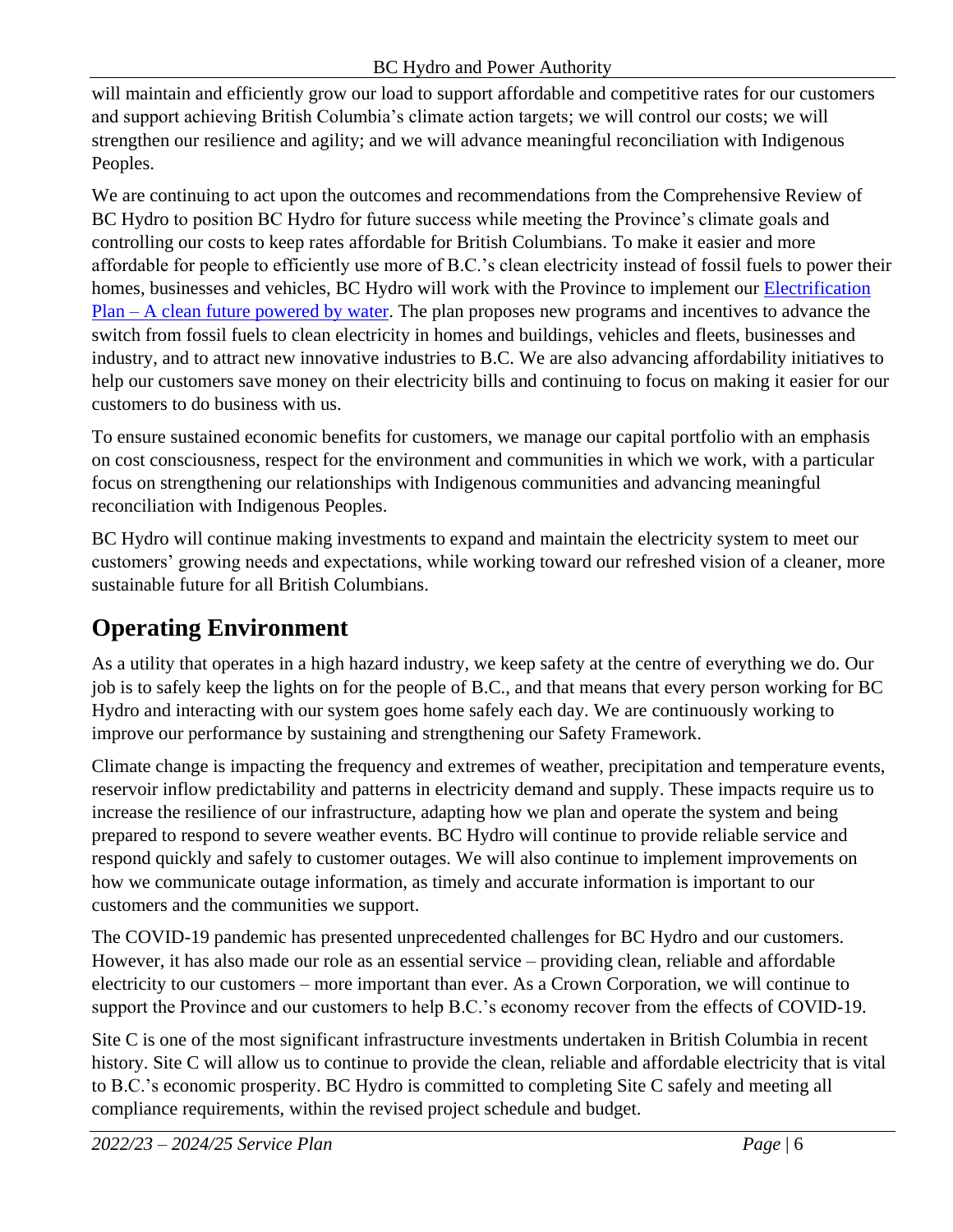will maintain and efficiently grow our load to support affordable and competitive rates for our customers and support achieving British Columbia's climate action targets; we will control our costs; we will strengthen our resilience and agility; and we will advance meaningful reconciliation with Indigenous Peoples.

We are continuing to act upon the outcomes and recommendations from the Comprehensive Review of BC Hydro to position BC Hydro for future success while meeting the Province's climate goals and controlling our costs to keep rates affordable for British Columbians. To make it easier and more affordable for people to efficiently use more of B.C.'s clean electricity instead of fossil fuels to power their homes, businesses and vehicles, BC Hydro will work with the Province to implement our Electrification Plan – A clean future powered by water. The plan proposes new programs and incentives to advance the switch from fossil fuels to clean electricity in homes and buildings, vehicles and fleets, businesses and industry, and to attract new innovative industries to B.C. We are also advancing affordability initiatives to help our customers save money on their electricity bills and continuing to focus on making it easier for our customers to do business with us.

To ensure sustained economic benefits for customers, we manage our capital portfolio with an emphasis on cost consciousness, respect for the environment and communities in which we work, with a particular focus on strengthening our relationships with Indigenous communities and advancing meaningful reconciliation with Indigenous Peoples.

BC Hydro will continue making investments to expand and maintain the electricity system to meet our customers' growing needs and expectations, while working toward our refreshed vision of a cleaner, more sustainable future for all British Columbians.

# Operating Environment

As a utility that operates in a high hazard industry, we keep safety at the centre of everything we do. Our job is to safely keep the lights on for the people of B.C., and that means that every person working for BC Hydro and interacting with our system goes home safely each day. We are continuously working to improve our performance by sustaining and strengthening our Safety Framework.

Climate change is impacting the frequency and extremes of weather, precipitation and temperature events, reservoir inflow predictability and patterns in electricity demand and supply. These impacts require us to increase the resilience of our infrastructure, adapting how we plan and operate the system and being prepared to respond to severe weather events. BC Hydro will continue to provide reliable service and respond quickly and safely to customer outages. We will also continue to implement improvements on how we communicate outage information, as timely and accurate information is important to our customers and the communities we support.

The COVID-19 pandemic has presented unprecedented challenges for BC Hydro and our customers. However, it has also made our role as an essential service – providing clean, reliable and affordable electricity to our customers – more important than ever. As a Crown Corporation, we will continue to support the Province and our customers to help B.C.'s economy recover from the effects of COVID-19.

Site C is one of the most significant infrastructure investments undertaken in British Columbia in recent history. Site C will allow us to continue to provide the clean, reliable and affordable electricity that is vital to B.C.'s economic prosperity. BC Hydro is committed to completing Site C safely and meeting all compliance requirements, within the revised project schedule and budget.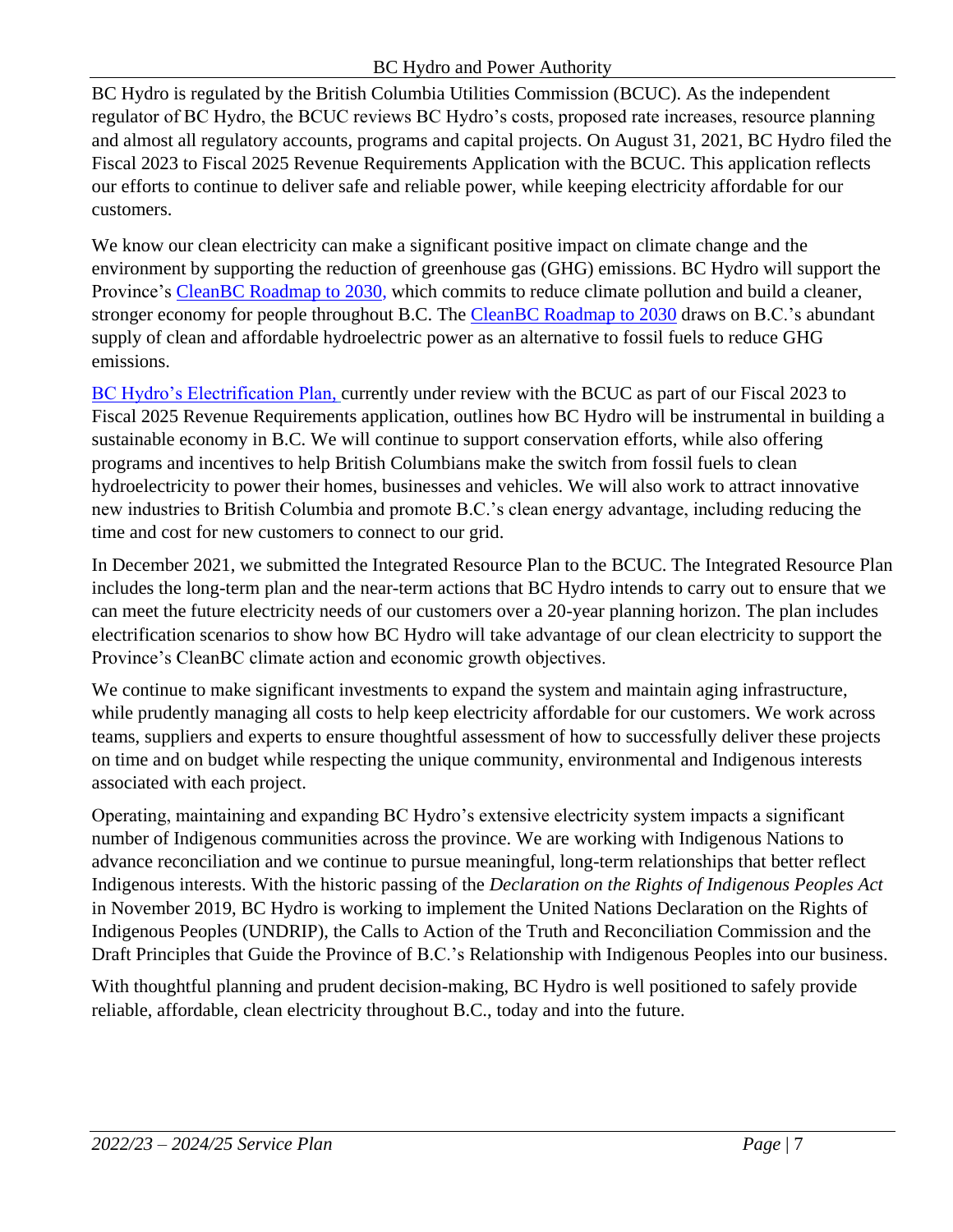BC Hydro is regulated by the British Columbia Utilities Commission (BCUC). As the independent regulator of BC Hydro, the BCUC reviews BC Hydro's costs, proposed rate increases, resource planning and almost all regulatory accounts, programs and capital projects. On August 31, 2021, BC Hydro filed the Fiscal 2023 to Fiscal 2025 Revenue Requirements Application with the BCUC. This application reflects our efforts to continue to deliver safe and reliable power, while keeping electricity affordable for our customers.

We know our clean electricity can make a significant positive impact on climate change and the environment by supporting the reduction of greenhouse gas (GHG) emissions. BC Hydro will support the Province's CleanBC Roadmap to 2030, which commits to reduce climate pollution and build a cleaner, stronger economy for people throughout B.C. The CleanBC Roadmap to 2030 draws on B.C.'s abundant supply of clean and affordable hydroelectric power as an alternative to fossil fuels to reduce GHG emissions.

BC Hydro's Electrification Plan, currently under review with the BCUC as part of our Fiscal 2023 to Fiscal 2025 Revenue Requirements application, outlines how BC Hydro will be instrumental in building a sustainable economy in B.C. We will continue to support conservation efforts, while also offering programs and incentives to help British Columbians make the switch from fossil fuels to clean hydroelectricity to power their homes, businesses and vehicles. We will also work to attract innovative new industries to British Columbia and promote B.C.'s clean energy advantage, including reducing the time and cost for new customers to connect to our grid.

In December 2021, we submitted the Integrated Resource Plan to the BCUC. The Integrated Resource Plan includes the long-term plan and the near-term actions that BC Hydro intends to carry out to ensure that we can meet the future electricity needs of our customers over a 20-year planning horizon. The plan includes electrification scenarios to show how BC Hydro will take advantage of our clean electricity to support the Province's CleanBC climate action and economic growth objectives.

We continue to make significant investments to expand the system and maintain aging infrastructure, while prudently managing all costs to help keep electricity affordable for our customers. We work across teams, suppliers and experts to ensure thoughtful assessment of how to successfully deliver these projects on time and on budget while respecting the unique community, environmental and Indigenous interests associated with each project.

Operating, maintaining and expanding BC Hydro's extensive electricity system impacts a significant number of Indigenous communities across the province. We are working with Indigenous Nations to advance reconciliation and we continue to pursue meaningful, long-term relationships that better reflect Indigenous interests. With the historic passing of the *Declaration on the Rights of Indigenous Peoples Act* in November 2019, BC Hydro is working to implement the United Nations Declaration on the Rights of Indigenous Peoples (UNDRIP), the Calls to Action of the Truth and Reconciliation Commission and the Draft Principles that Guide the Province of B.C.'s Relationship with Indigenous Peoples into our business.

With thoughtful planning and prudent decision-making, BC Hydro is well positioned to safely provide reliable, affordable, clean electricity throughout B.C., today and into the future.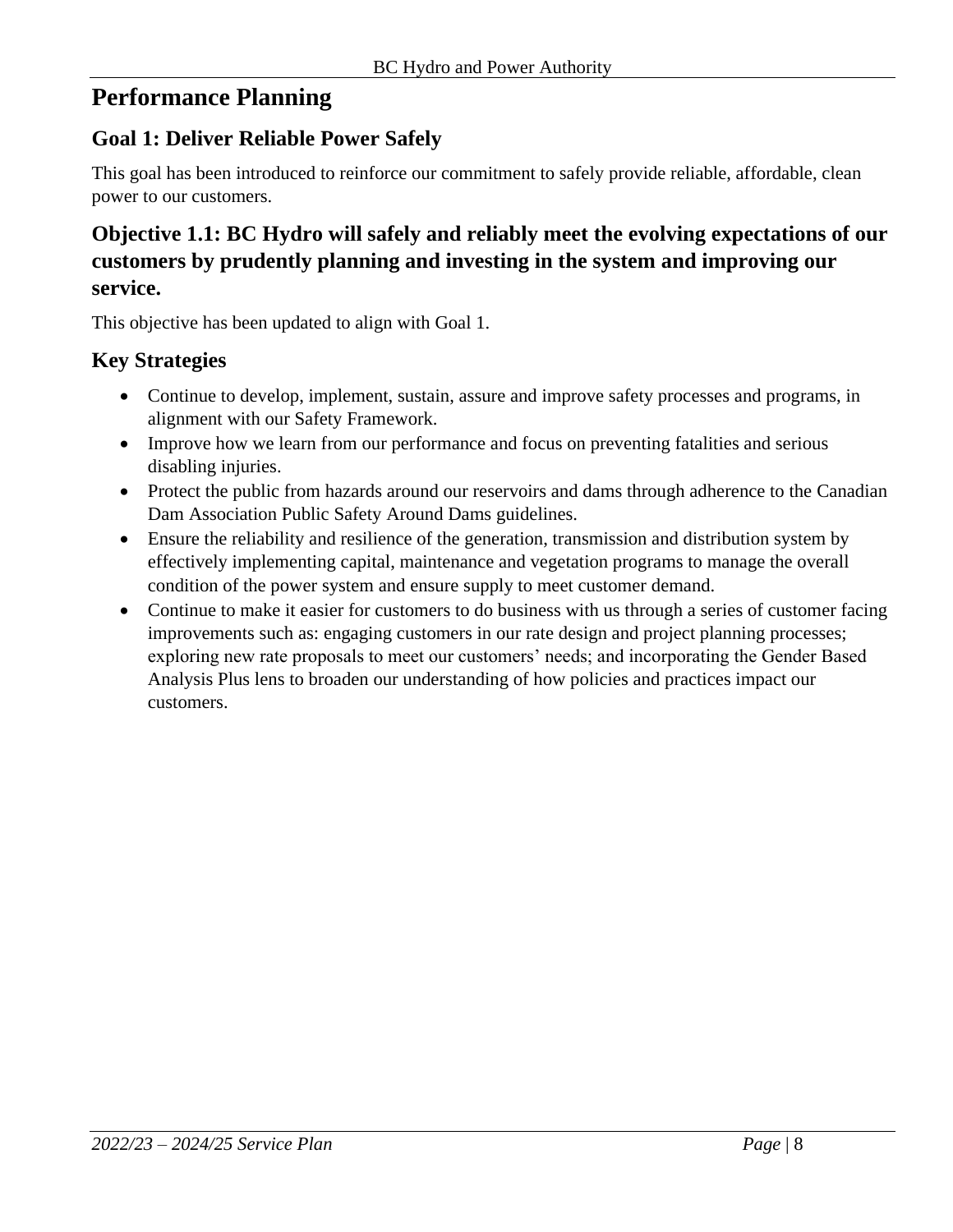# Performance Planning

## Goal 1: Deliver Reliable Power Safely

This goal has been introduced to reinforce our commitment to safely provide reliable, affordable, clean power to our customers.

## Objective 1.1: BC Hydro will safely and reliably meet the evolving expectations of our customers by prudently planning and investing in the system and improving our service.

This objective has been updated to align with Goal 1.

## Key Strategies

- Continue to develop, implement, sustain, assure and improve safety processes and programs, in alignment with our Safety Framework.
- Improve how we learn from our performance and focus on preventing fatalities and serious disabling injuries.
- Protect the public from hazards around our reservoirs and dams through adherence to the Canadian Dam Association Public Safety Around Dams guidelines.
- Ensure the reliability and resilience of the generation, transmission and distribution system by effectively implementing capital, maintenance and vegetation programs to manage the overall condition of the power system and ensure supply to meet customer demand.
- Continue to make it easier for customers to do business with us through a series of customer facing improvements such as: engaging customers in our rate design and project planning processes; exploring new rate proposals to meet our customers' needs; and incorporating the Gender Based Analysis Plus lens to broaden our understanding of how policies and practices impact our customers.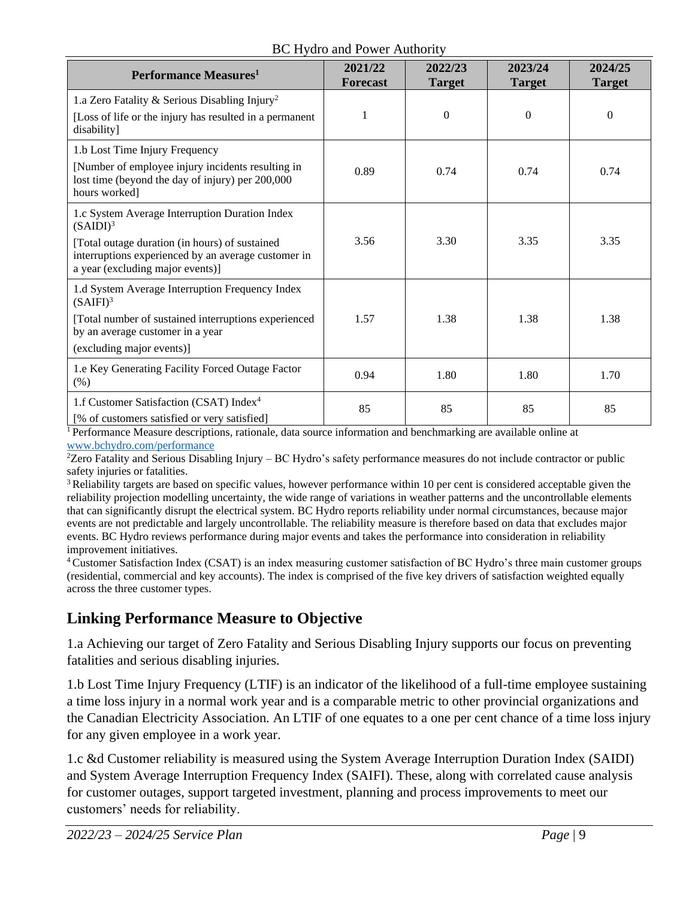| Performance Measures[1] | 2021/22 Forecast | 2022/23 Target | 2023/24 Target | 2024/25 Target |
|---|---|---|---|---|
| 1.a Zero Fatality & Serious Disabling Injury[2] [Loss of life or the injury has resulted in a permanent disability] | 1 | 0 | 0 | 0 |
| 1.b Lost Time Injury Frequency [Number of employee injury incidents resulting in lost time (beyond the day of injury) per 200,000 hours worked] | 0.89 | 0.74 | 0.74 | 0.74 |
| 1.c System Average Interruption Duration Index (SAIDI)[3] [Total outage duration (in hours) of sustained interruptions experienced by an average customer in a year (excluding major events)] | 3.56 | 3.30 | 3.35 | 3.35 |
| 1.d System Average Interruption Frequency Index (SAIFI)[3] [Total number of sustained interruptions experienced by an average customer in a year (excluding major events)] | 1.57 | 1.38 | 1.38 | 1.38 |
| 1.e Key Generating Facility Forced Outage Factor (%) | 0.94 | 1.80 | 1.80 | 1.70 |
| 1.f Customer Satisfaction (CSAT) Index[4] [% of customers satisfied or very satisfied] | 85 | 85 | 85 | 85 |

[1] Performance Measure descriptions, rationale, data source information and benchmarking are available online at www.bchydro.com/performance

[2] Zero Fatality and Serious Disabling Injury – BC Hydro's safety performance measures do not include contractor or public safety injuries or fatalities.

[3] Reliability targets are based on specific values, however performance within 10 per cent is considered acceptable given the reliability projection modelling uncertainty, the wide range of variations in weather patterns and the uncontrollable elements that can significantly disrupt the electrical system. BC Hydro reports reliability under normal circumstances, because major events are not predictable and largely uncontrollable. The reliability measure is therefore based on data that excludes major events. BC Hydro reviews performance during major events and takes the performance into consideration in reliability improvement initiatives.

[4] Customer Satisfaction Index (CSAT) is an index measuring customer satisfaction of BC Hydro's three main customer groups (residential, commercial and key accounts). The index is comprised of the five key drivers of satisfaction weighted equally across the three customer types.

## Linking Performance Measure to Objective

1.a Achieving our target of Zero Fatality and Serious Disabling Injury supports our focus on preventing fatalities and serious disabling injuries.

1.b Lost Time Injury Frequency (LTIF) is an indicator of the likelihood of a full-time employee sustaining a time loss injury in a normal work year and is a comparable metric to other provincial organizations and the Canadian Electricity Association. An LTIF of one equates to a one per cent chance of a time loss injury for any given employee in a work year.

1.c &d Customer reliability is measured using the System Average Interruption Duration Index (SAIDI) and System Average Interruption Frequency Index (SAIFI). These, along with correlated cause analysis for customer outages, support targeted investment, planning and process improvements to meet our customers' needs for reliability.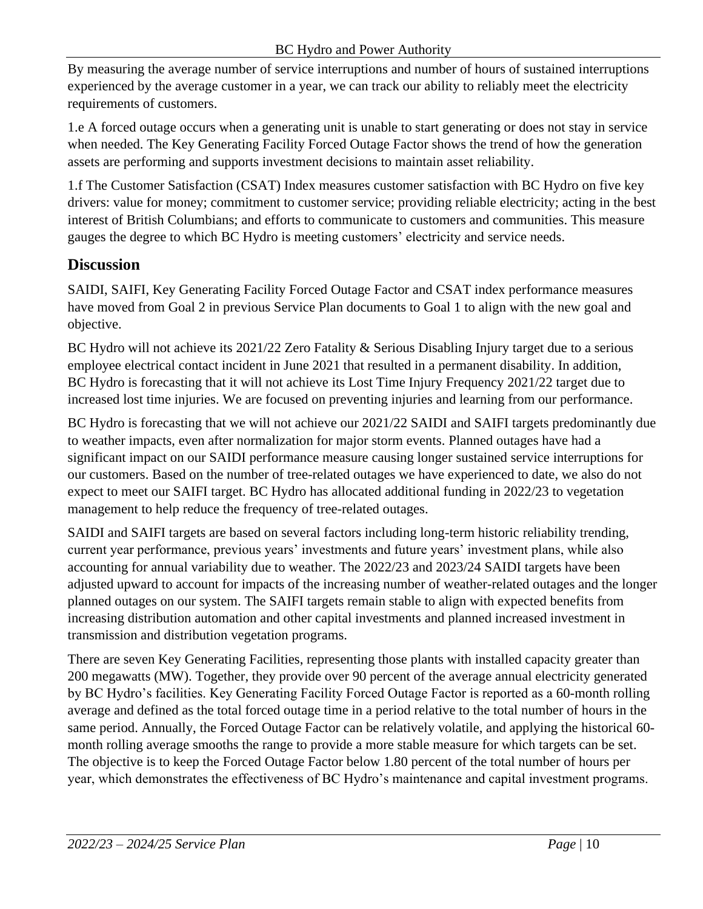By measuring the average number of service interruptions and number of hours of sustained interruptions experienced by the average customer in a year, we can track our ability to reliably meet the electricity requirements of customers.

1.e A forced outage occurs when a generating unit is unable to start generating or does not stay in service when needed. The Key Generating Facility Forced Outage Factor shows the trend of how the generation assets are performing and supports investment decisions to maintain asset reliability.

1.f The Customer Satisfaction (CSAT) Index measures customer satisfaction with BC Hydro on five key drivers: value for money; commitment to customer service; providing reliable electricity; acting in the best interest of British Columbians; and efforts to communicate to customers and communities. This measure gauges the degree to which BC Hydro is meeting customers' electricity and service needs.

## Discussion

SAIDI, SAIFI, Key Generating Facility Forced Outage Factor and CSAT index performance measures have moved from Goal 2 in previous Service Plan documents to Goal 1 to align with the new goal and objective.

BC Hydro will not achieve its 2021/22 Zero Fatality & Serious Disabling Injury target due to a serious employee electrical contact incident in June 2021 that resulted in a permanent disability. In addition, BC Hydro is forecasting that it will not achieve its Lost Time Injury Frequency 2021/22 target due to increased lost time injuries. We are focused on preventing injuries and learning from our performance.

BC Hydro is forecasting that we will not achieve our 2021/22 SAIDI and SAIFI targets predominantly due to weather impacts, even after normalization for major storm events. Planned outages have had a significant impact on our SAIDI performance measure causing longer sustained service interruptions for our customers. Based on the number of tree-related outages we have experienced to date, we also do not expect to meet our SAIFI target. BC Hydro has allocated additional funding in 2022/23 to vegetation management to help reduce the frequency of tree-related outages.

SAIDI and SAIFI targets are based on several factors including long-term historic reliability trending, current year performance, previous years' investments and future years' investment plans, while also accounting for annual variability due to weather. The 2022/23 and 2023/24 SAIDI targets have been adjusted upward to account for impacts of the increasing number of weather-related outages and the longer planned outages on our system. The SAIFI targets remain stable to align with expected benefits from increasing distribution automation and other capital investments and planned increased investment in transmission and distribution vegetation programs.

There are seven Key Generating Facilities, representing those plants with installed capacity greater than 200 megawatts (MW). Together, they provide over 90 percent of the average annual electricity generated by BC Hydro's facilities. Key Generating Facility Forced Outage Factor is reported as a 60-month rolling average and defined as the total forced outage time in a period relative to the total number of hours in the same period. Annually, the Forced Outage Factor can be relatively volatile, and applying the historical 60-month rolling average smooths the range to provide a more stable measure for which targets can be set. The objective is to keep the Forced Outage Factor below 1.80 percent of the total number of hours per year, which demonstrates the effectiveness of BC Hydro's maintenance and capital investment programs.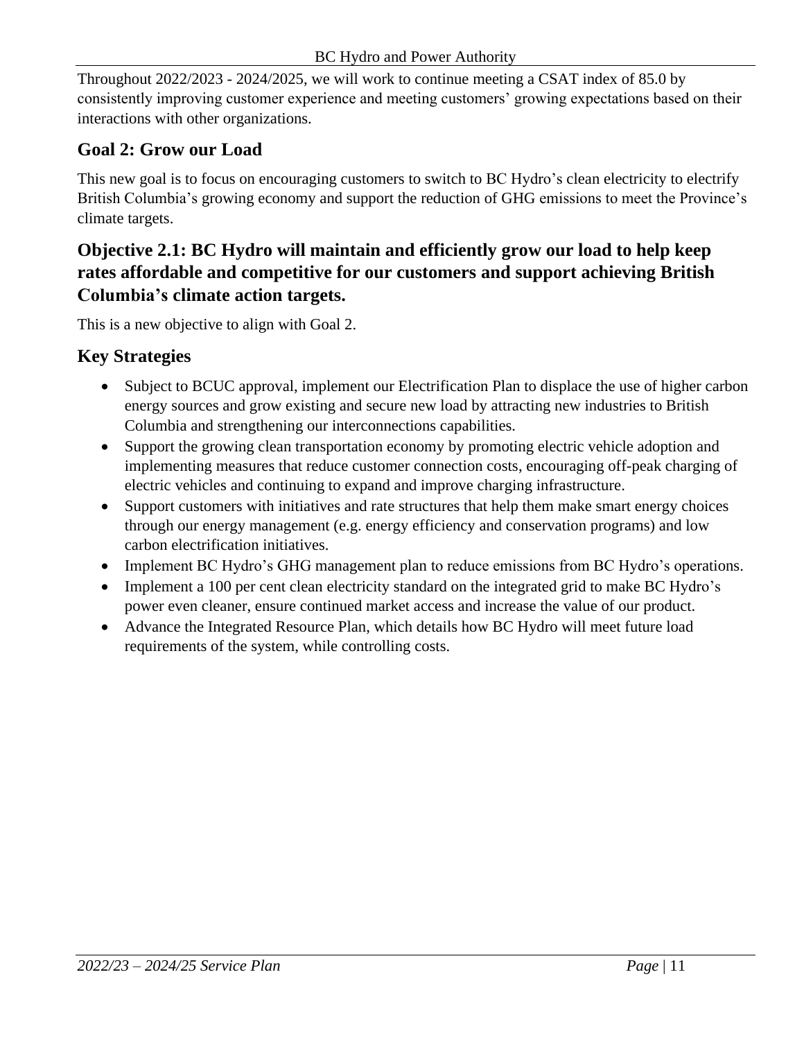Throughout 2022/2023 - 2024/2025, we will work to continue meeting a CSAT index of 85.0 by consistently improving customer experience and meeting customers' growing expectations based on their interactions with other organizations.

## Goal 2: Grow our Load

This new goal is to focus on encouraging customers to switch to BC Hydro's clean electricity to electrify British Columbia's growing economy and support the reduction of GHG emissions to meet the Province's climate targets.

## Objective 2.1: BC Hydro will maintain and efficiently grow our load to help keep rates affordable and competitive for our customers and support achieving British Columbia's climate action targets.

This is a new objective to align with Goal 2.

### Key Strategies

- Subject to BCUC approval, implement our Electrification Plan to displace the use of higher carbon energy sources and grow existing and secure new load by attracting new industries to British Columbia and strengthening our interconnections capabilities.
- Support the growing clean transportation economy by promoting electric vehicle adoption and implementing measures that reduce customer connection costs, encouraging off-peak charging of electric vehicles and continuing to expand and improve charging infrastructure.
- Support customers with initiatives and rate structures that help them make smart energy choices through our energy management (e.g. energy efficiency and conservation programs) and low carbon electrification initiatives.
- Implement BC Hydro's GHG management plan to reduce emissions from BC Hydro's operations.
- Implement a 100 per cent clean electricity standard on the integrated grid to make BC Hydro's power even cleaner, ensure continued market access and increase the value of our product.
- Advance the Integrated Resource Plan, which details how BC Hydro will meet future load requirements of the system, while controlling costs.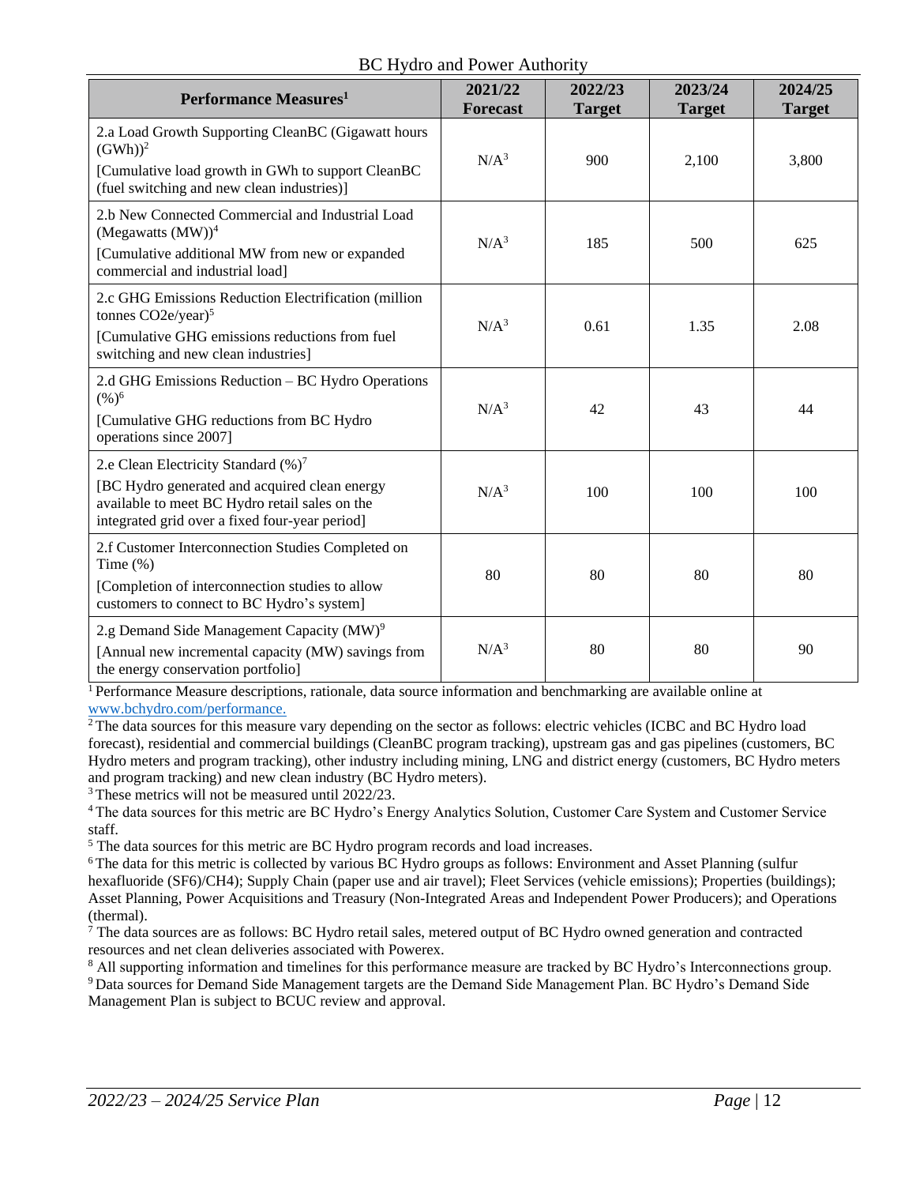| Performance Measures[1] | 2021/22 Forecast | 2022/23 Target | 2023/24 Target | 2024/25 Target |
|---|---|---|---|---|
| 2.a Load Growth Supporting CleanBC (Gigawatt hours (GWh))[2] [Cumulative load growth in GWh to support CleanBC (fuel switching and new clean industries)] | N/A[3] | 900 | 2,100 | 3,800 |
| 2.b New Connected Commercial and Industrial Load (Megawatts (MW))[4] [Cumulative additional MW from new or expanded commercial and industrial load] | N/A[3] | 185 | 500 | 625 |
| 2.c GHG Emissions Reduction Electrification (million tonnes CO2e/year)[5] [Cumulative GHG emissions reductions from fuel switching and new clean industries] | N/A[3] | 0.61 | 1.35 | 2.08 |
| 2.d GHG Emissions Reduction – BC Hydro Operations (%)[6] [Cumulative GHG reductions from BC Hydro operations since 2007] | N/A[3] | 42 | 43 | 44 |
| 2.e Clean Electricity Standard (%)[7] [BC Hydro generated and acquired clean energy available to meet BC Hydro retail sales on the integrated grid over a fixed four-year period] | N/A[3] | 100 | 100 | 100 |
| 2.f Customer Interconnection Studies Completed on Time (%) [Completion of interconnection studies to allow customers to connect to BC Hydro's system] | 80 | 80 | 80 | 80 |
| 2.g Demand Side Management Capacity (MW)[9] [Annual new incremental capacity (MW) savings from the energy conservation portfolio] | N/A[3] | 80 | 80 | 90 |

[1] Performance Measure descriptions, rationale, data source information and benchmarking are available online at www.bchydro.com/performance.

[2] The data sources for this measure vary depending on the sector as follows: electric vehicles (ICBC and BC Hydro load forecast), residential and commercial buildings (CleanBC program tracking), upstream gas and gas pipelines (customers, BC Hydro meters and program tracking), other industry including mining, LNG and district energy (customers, BC Hydro meters and program tracking) and new clean industry (BC Hydro meters).

[3] These metrics will not be measured until 2022/23.

[4] The data sources for this metric are BC Hydro's Energy Analytics Solution, Customer Care System and Customer Service staff.

[5] The data sources for this metric are BC Hydro program records and load increases.

[6] The data for this metric is collected by various BC Hydro groups as follows: Environment and Asset Planning (sulfur hexafluoride (SF6)/CH4); Supply Chain (paper use and air travel); Fleet Services (vehicle emissions); Properties (buildings); Asset Planning, Power Acquisitions and Treasury (Non-Integrated Areas and Independent Power Producers); and Operations (thermal).

[7] The data sources are as follows: BC Hydro retail sales, metered output of BC Hydro owned generation and contracted resources and net clean deliveries associated with Powerex.

[8] All supporting information and timelines for this performance measure are tracked by BC Hydro's Interconnections group.

[9] Data sources for Demand Side Management targets are the Demand Side Management Plan. BC Hydro's Demand Side Management Plan is subject to BCUC review and approval.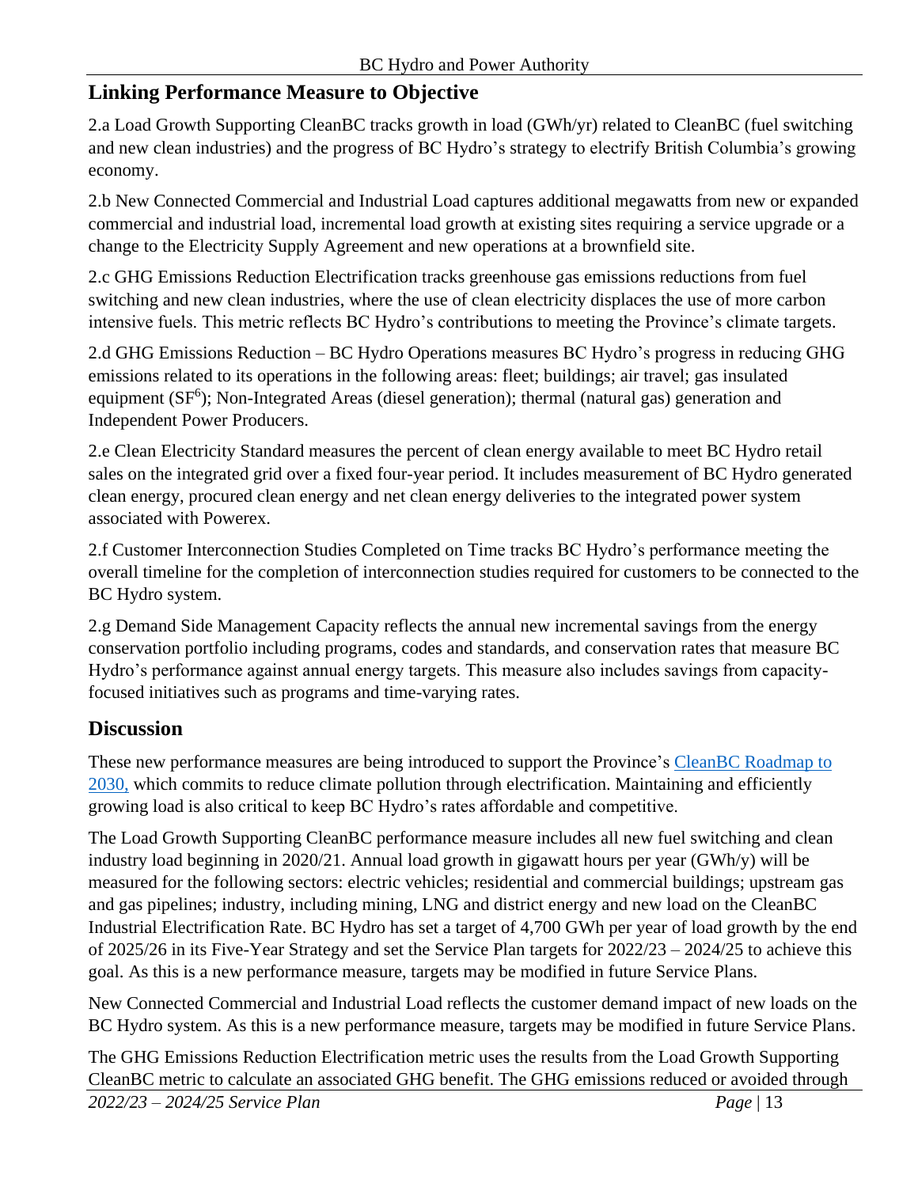## Linking Performance Measure to Objective

2.a Load Growth Supporting CleanBC tracks growth in load (GWh/yr) related to CleanBC (fuel switching and new clean industries) and the progress of BC Hydro's strategy to electrify British Columbia's growing economy.

2.b New Connected Commercial and Industrial Load captures additional megawatts from new or expanded commercial and industrial load, incremental load growth at existing sites requiring a service upgrade or a change to the Electricity Supply Agreement and new operations at a brownfield site.

2.c GHG Emissions Reduction Electrification tracks greenhouse gas emissions reductions from fuel switching and new clean industries, where the use of clean electricity displaces the use of more carbon intensive fuels. This metric reflects BC Hydro's contributions to meeting the Province's climate targets.

2.d GHG Emissions Reduction – BC Hydro Operations measures BC Hydro's progress in reducing GHG emissions related to its operations in the following areas: fleet; buildings; air travel; gas insulated equipment ($SF^6$); Non-Integrated Areas (diesel generation); thermal (natural gas) generation and Independent Power Producers.

2.e Clean Electricity Standard measures the percent of clean energy available to meet BC Hydro retail sales on the integrated grid over a fixed four-year period. It includes measurement of BC Hydro generated clean energy, procured clean energy and net clean energy deliveries to the integrated power system associated with Powerex.

2.f Customer Interconnection Studies Completed on Time tracks BC Hydro's performance meeting the overall timeline for the completion of interconnection studies required for customers to be connected to the BC Hydro system.

2.g Demand Side Management Capacity reflects the annual new incremental savings from the energy conservation portfolio including programs, codes and standards, and conservation rates that measure BC Hydro's performance against annual energy targets. This measure also includes savings from capacity-focused initiatives such as programs and time-varying rates.

## Discussion

These new performance measures are being introduced to support the Province's CleanBC Roadmap to 2030, which commits to reduce climate pollution through electrification. Maintaining and efficiently growing load is also critical to keep BC Hydro's rates affordable and competitive.

The Load Growth Supporting CleanBC performance measure includes all new fuel switching and clean industry load beginning in 2020/21. Annual load growth in gigawatt hours per year (GWh/y) will be measured for the following sectors: electric vehicles; residential and commercial buildings; upstream gas and gas pipelines; industry, including mining, LNG and district energy and new load on the CleanBC Industrial Electrification Rate. BC Hydro has set a target of 4,700 GWh per year of load growth by the end of 2025/26 in its Five-Year Strategy and set the Service Plan targets for 2022/23 – 2024/25 to achieve this goal. As this is a new performance measure, targets may be modified in future Service Plans.

New Connected Commercial and Industrial Load reflects the customer demand impact of new loads on the BC Hydro system. As this is a new performance measure, targets may be modified in future Service Plans.

The GHG Emissions Reduction Electrification metric uses the results from the Load Growth Supporting CleanBC metric to calculate an associated GHG benefit. The GHG emissions reduced or avoided through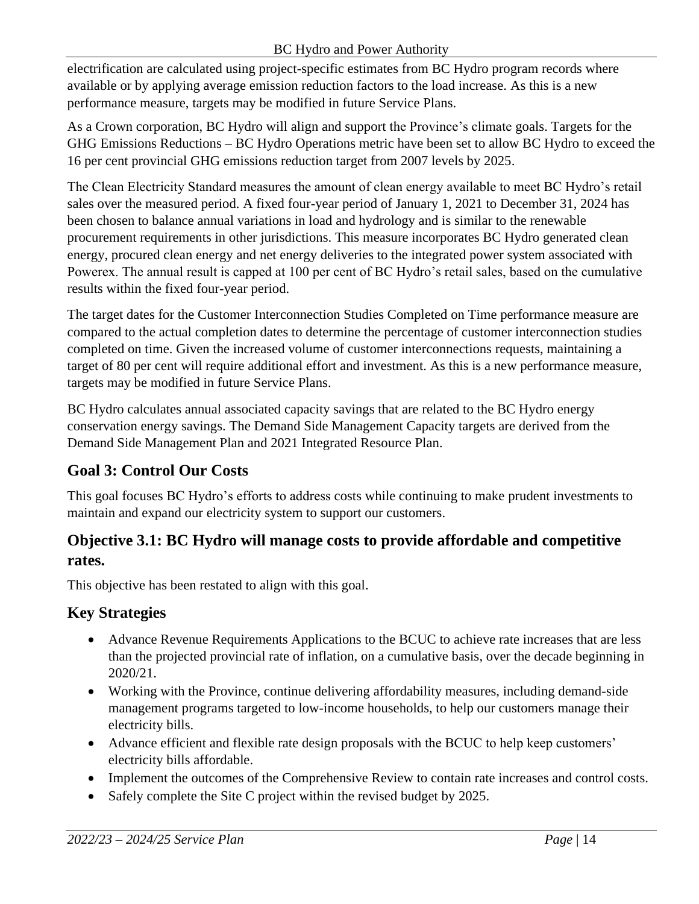electrification are calculated using project-specific estimates from BC Hydro program records where available or by applying average emission reduction factors to the load increase. As this is a new performance measure, targets may be modified in future Service Plans.

As a Crown corporation, BC Hydro will align and support the Province's climate goals. Targets for the GHG Emissions Reductions – BC Hydro Operations metric have been set to allow BC Hydro to exceed the 16 per cent provincial GHG emissions reduction target from 2007 levels by 2025.

The Clean Electricity Standard measures the amount of clean energy available to meet BC Hydro's retail sales over the measured period. A fixed four-year period of January 1, 2021 to December 31, 2024 has been chosen to balance annual variations in load and hydrology and is similar to the renewable procurement requirements in other jurisdictions. This measure incorporates BC Hydro generated clean energy, procured clean energy and net energy deliveries to the integrated power system associated with Powerex. The annual result is capped at 100 per cent of BC Hydro's retail sales, based on the cumulative results within the fixed four-year period.

The target dates for the Customer Interconnection Studies Completed on Time performance measure are compared to the actual completion dates to determine the percentage of customer interconnection studies completed on time. Given the increased volume of customer interconnections requests, maintaining a target of 80 per cent will require additional effort and investment. As this is a new performance measure, targets may be modified in future Service Plans.

BC Hydro calculates annual associated capacity savings that are related to the BC Hydro energy conservation energy savings. The Demand Side Management Capacity targets are derived from the Demand Side Management Plan and 2021 Integrated Resource Plan.

## Goal 3: Control Our Costs

This goal focuses BC Hydro's efforts to address costs while continuing to make prudent investments to maintain and expand our electricity system to support our customers.

## Objective 3.1: BC Hydro will manage costs to provide affordable and competitive rates.

This objective has been restated to align with this goal.

## Key Strategies

- Advance Revenue Requirements Applications to the BCUC to achieve rate increases that are less than the projected provincial rate of inflation, on a cumulative basis, over the decade beginning in 2020/21.
- Working with the Province, continue delivering affordability measures, including demand-side management programs targeted to low-income households, to help our customers manage their electricity bills.
- Advance efficient and flexible rate design proposals with the BCUC to help keep customers' electricity bills affordable.
- Implement the outcomes of the Comprehensive Review to contain rate increases and control costs.
- Safely complete the Site C project within the revised budget by 2025.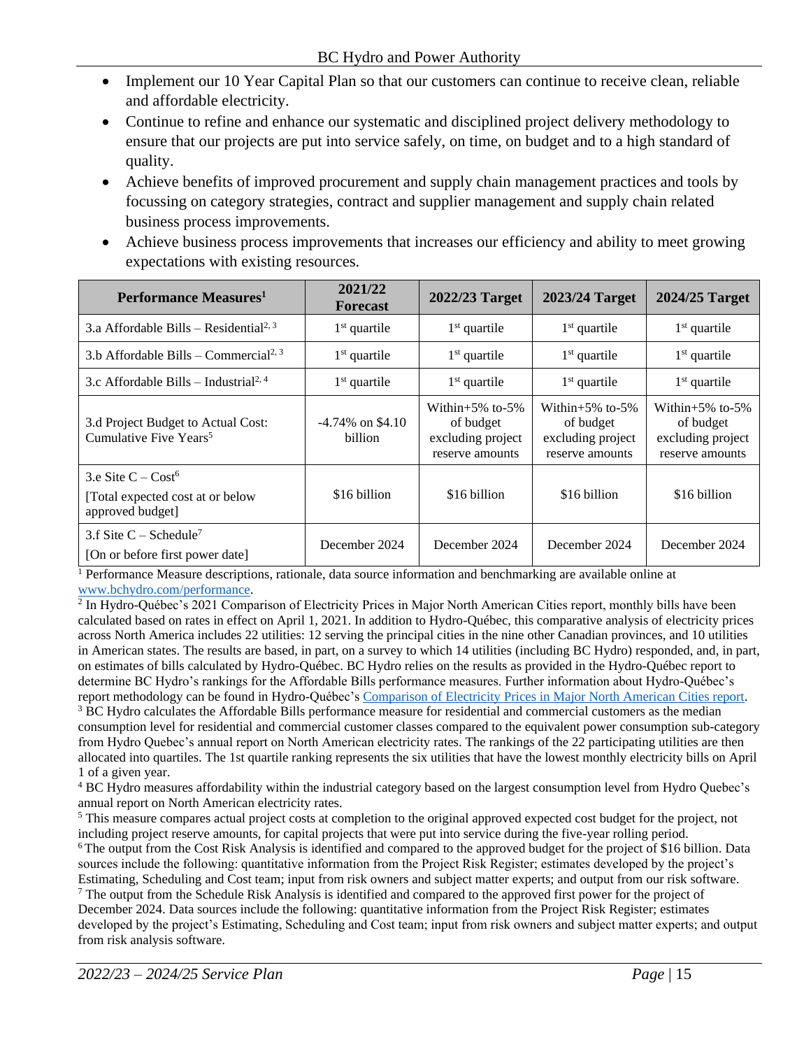- Implement our 10 Year Capital Plan so that our customers can continue to receive clean, reliable and affordable electricity.
- Continue to refine and enhance our systematic and disciplined project delivery methodology to ensure that our projects are put into service safely, on time, on budget and to a high standard of quality.
- Achieve benefits of improved procurement and supply chain management practices and tools by focussing on category strategies, contract and supplier management and supply chain related business process improvements.
- Achieve business process improvements that increases our efficiency and ability to meet growing expectations with existing resources.

| Performance Measures[1] | 2021/22 Forecast | 2022/23 Target | 2023/24 Target | 2024/25 Target |
|---|---|---|---|---|
| 3.a Affordable Bills – Residential[2, 3] | 1st quartile | 1st quartile | 1st quartile | 1st quartile |
| 3.b Affordable Bills – Commercial[2, 3] | 1st quartile | 1st quartile | 1st quartile | 1st quartile |
| 3.c Affordable Bills – Industrial[2, 4] | 1st quartile | 1st quartile | 1st quartile | 1st quartile |
| 3.d Project Budget to Actual Cost: Cumulative Five Years[5] | -4.74% on $4.10 billion | Within+5% to-5% of budget excluding project reserve amounts | Within+5% to-5% of budget excluding project reserve amounts | Within+5% to-5% of budget excluding project reserve amounts |
| 3.e Site C – Cost[6] [Total expected cost at or below approved budget] | $16 billion | $16 billion | $16 billion | $16 billion |
| 3.f Site C – Schedule[7] [On or before first power date] | December 2024 | December 2024 | December 2024 | December 2024 |

[1] Performance Measure descriptions, rationale, data source information and benchmarking are available online at www.bchydro.com/performance.

[2] In Hydro-Québec's 2021 Comparison of Electricity Prices in Major North American Cities report, monthly bills have been calculated based on rates in effect on April 1, 2021. In addition to Hydro-Québec, this comparative analysis of electricity prices across North America includes 22 utilities: 12 serving the principal cities in the nine other Canadian provinces, and 10 utilities in American states. The results are based, in part, on a survey to which 14 utilities (including BC Hydro) responded, and, in part, on estimates of bills calculated by Hydro-Québec. BC Hydro relies on the results as provided in the Hydro-Québec report to determine BC Hydro's rankings for the Affordable Bills performance measures. Further information about Hydro-Québec's report methodology can be found in Hydro-Québec's Comparison of Electricity Prices in Major North American Cities report.

[3] BC Hydro calculates the Affordable Bills performance measure for residential and commercial customers as the median consumption level for residential and commercial customer classes compared to the equivalent power consumption sub-category from Hydro Quebec's annual report on North American electricity rates. The rankings of the 22 participating utilities are then allocated into quartiles. The 1st quartile ranking represents the six utilities that have the lowest monthly electricity bills on April 1 of a given year.

[4] BC Hydro measures affordability within the industrial category based on the largest consumption level from Hydro Quebec's annual report on North American electricity rates.

[5] This measure compares actual project costs at completion to the original approved expected cost budget for the project, not including project reserve amounts, for capital projects that were put into service during the five-year rolling period.

[6] The output from the Cost Risk Analysis is identified and compared to the approved budget for the project of $16 billion. Data sources include the following: quantitative information from the Project Risk Register; estimates developed by the project's Estimating, Scheduling and Cost team; input from risk owners and subject matter experts; and output from our risk software.

[7] The output from the Schedule Risk Analysis is identified and compared to the approved first power for the project of December 2024. Data sources include the following: quantitative information from the Project Risk Register; estimates developed by the project's Estimating, Scheduling and Cost team; input from risk owners and subject matter experts; and output from risk analysis software.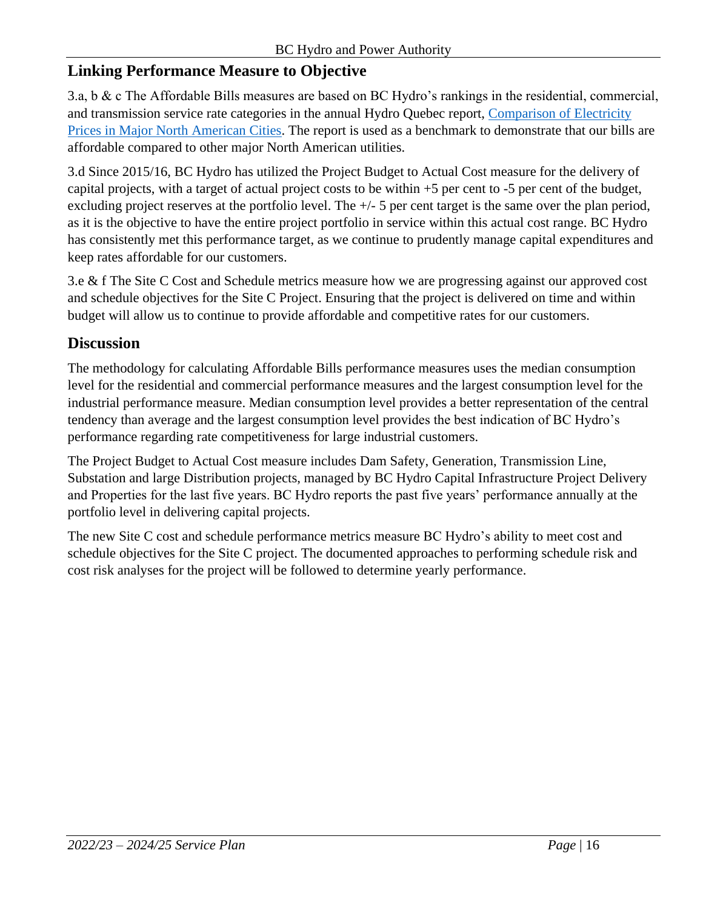## Linking Performance Measure to Objective

3.a, b & c The Affordable Bills measures are based on BC Hydro's rankings in the residential, commercial, and transmission service rate categories in the annual Hydro Quebec report, [Comparison of Electricity Prices in Major North American Cities](). The report is used as a benchmark to demonstrate that our bills are affordable compared to other major North American utilities.

3.d Since 2015/16, BC Hydro has utilized the Project Budget to Actual Cost measure for the delivery of capital projects, with a target of actual project costs to be within +5 per cent to -5 per cent of the budget, excluding project reserves at the portfolio level. The +/- 5 per cent target is the same over the plan period, as it is the objective to have the entire project portfolio in service within this actual cost range. BC Hydro has consistently met this performance target, as we continue to prudently manage capital expenditures and keep rates affordable for our customers.

3.e & f The Site C Cost and Schedule metrics measure how we are progressing against our approved cost and schedule objectives for the Site C Project. Ensuring that the project is delivered on time and within budget will allow us to continue to provide affordable and competitive rates for our customers.

## Discussion

The methodology for calculating Affordable Bills performance measures uses the median consumption level for the residential and commercial performance measures and the largest consumption level for the industrial performance measure. Median consumption level provides a better representation of the central tendency than average and the largest consumption level provides the best indication of BC Hydro's performance regarding rate competitiveness for large industrial customers.

The Project Budget to Actual Cost measure includes Dam Safety, Generation, Transmission Line, Substation and large Distribution projects, managed by BC Hydro Capital Infrastructure Project Delivery and Properties for the last five years. BC Hydro reports the past five years' performance annually at the portfolio level in delivering capital projects.

The new Site C cost and schedule performance metrics measure BC Hydro's ability to meet cost and schedule objectives for the Site C project. The documented approaches to performing schedule risk and cost risk analyses for the project will be followed to determine yearly performance.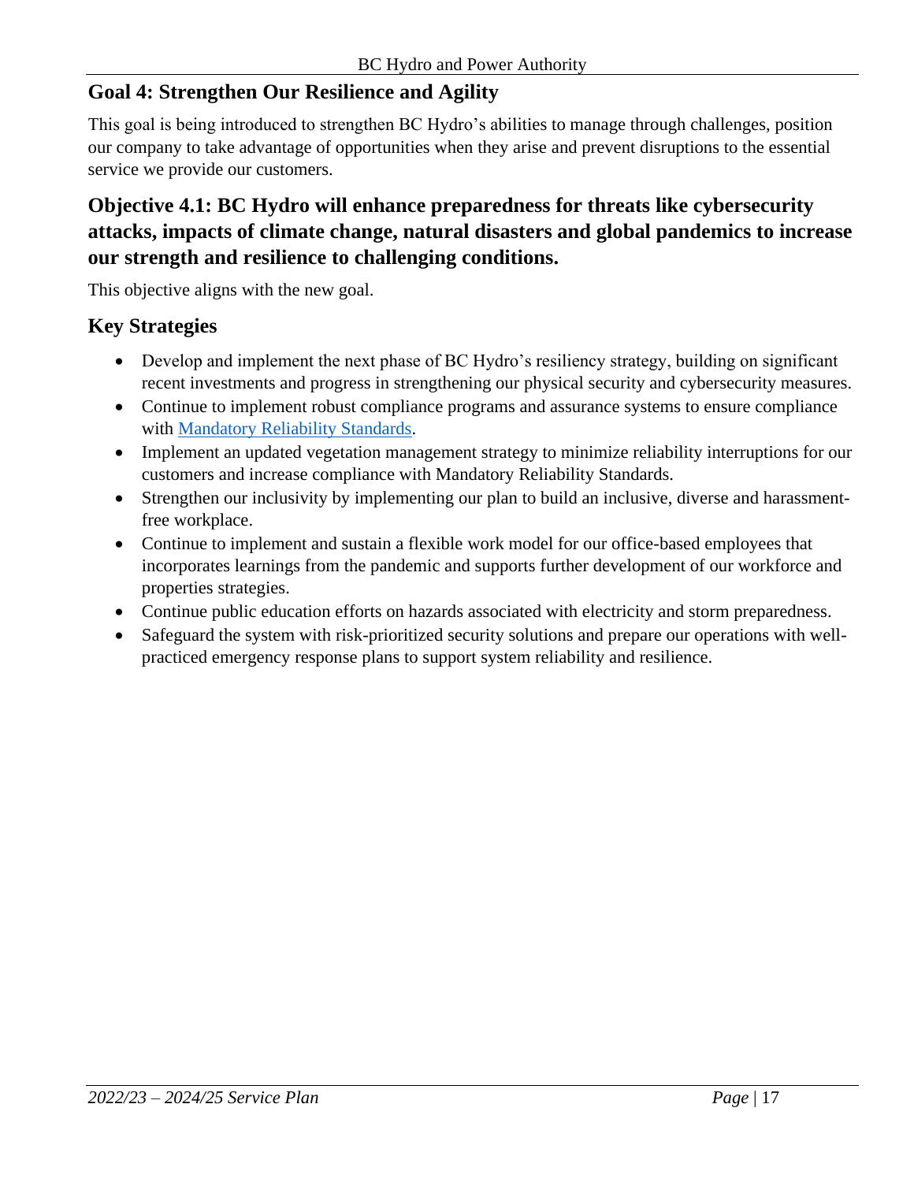## Goal 4: Strengthen Our Resilience and Agility

This goal is being introduced to strengthen BC Hydro's abilities to manage through challenges, position our company to take advantage of opportunities when they arise and prevent disruptions to the essential service we provide our customers.

### Objective 4.1: BC Hydro will enhance preparedness for threats like cybersecurity attacks, impacts of climate change, natural disasters and global pandemics to increase our strength and resilience to challenging conditions.

This objective aligns with the new goal.

### Key Strategies

- Develop and implement the next phase of BC Hydro's resiliency strategy, building on significant recent investments and progress in strengthening our physical security and cybersecurity measures.
- Continue to implement robust compliance programs and assurance systems to ensure compliance with Mandatory Reliability Standards.
- Implement an updated vegetation management strategy to minimize reliability interruptions for our customers and increase compliance with Mandatory Reliability Standards.
- Strengthen our inclusivity by implementing our plan to build an inclusive, diverse and harassment-free workplace.
- Continue to implement and sustain a flexible work model for our office-based employees that incorporates learnings from the pandemic and supports further development of our workforce and properties strategies.
- Continue public education efforts on hazards associated with electricity and storm preparedness.
- Safeguard the system with risk-prioritized security solutions and prepare our operations with well-practiced emergency response plans to support system reliability and resilience.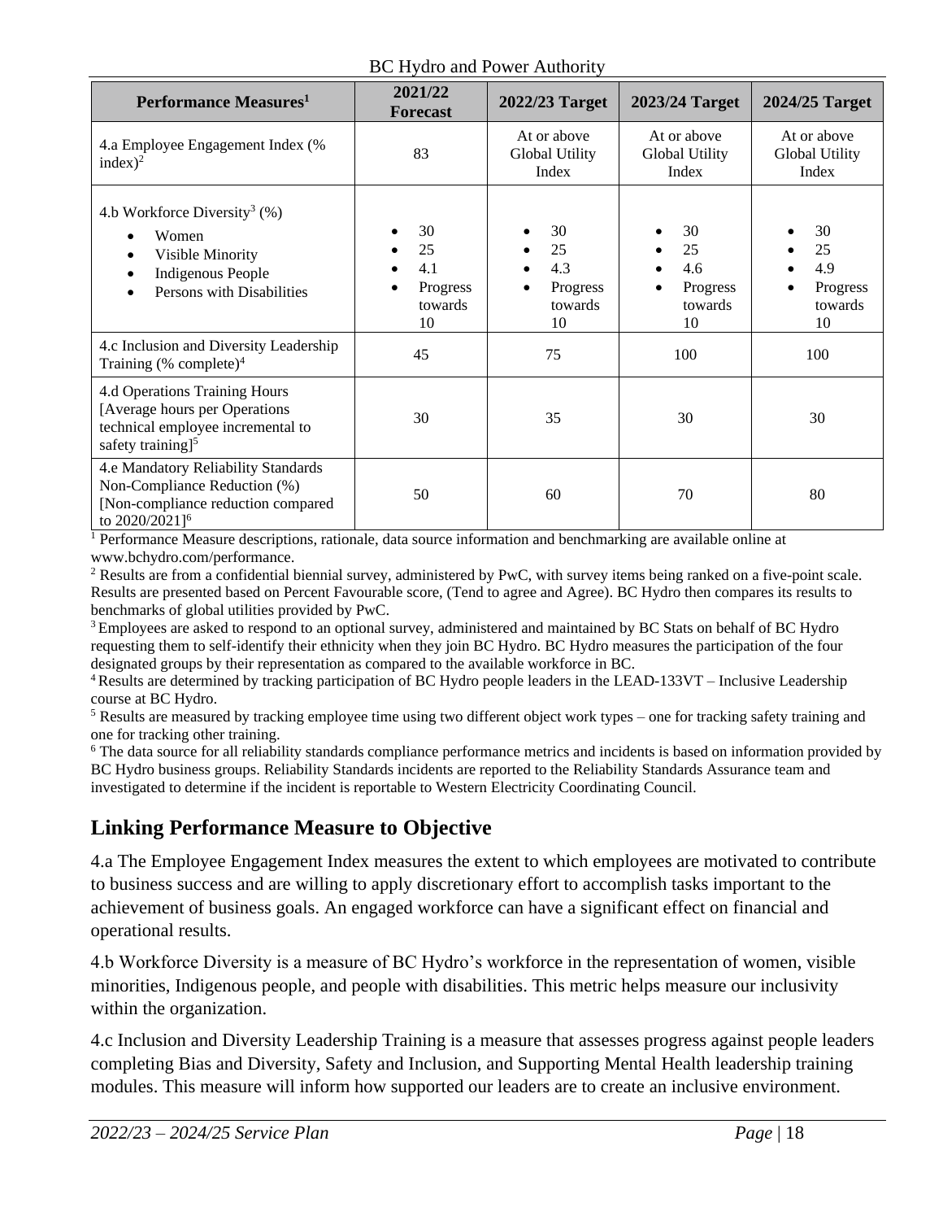| Performance Measures[1] | 2021/22 Forecast | 2022/23 Target | 2023/24 Target | 2024/25 Target |
|---|---|---|---|---|
| 4.a Employee Engagement Index (% index)[2] | 83 | At or above Global Utility Index | At or above Global Utility Index | At or above Global Utility Index |
| 4.b Workforce Diversity[3] (%) • Women • Visible Minority • Indigenous People • Persons with Disabilities | • 30 • 25 • 4.1 • Progress towards 10 | • 30 • 25 • 4.3 • Progress towards 10 | • 30 • 25 • 4.6 • Progress towards 10 | • 30 • 25 • 4.9 • Progress towards 10 |
| 4.c Inclusion and Diversity Leadership Training (% complete)[4] | 45 | 75 | 100 | 100 |
| 4.d Operations Training Hours [Average hours per Operations technical employee incremental to safety training][5] | 30 | 35 | 30 | 30 |
| 4.e Mandatory Reliability Standards Non-Compliance Reduction (%) [Non-compliance reduction compared to 2020/2021][6] | 50 | 60 | 70 | 80 |

[1] Performance Measure descriptions, rationale, data source information and benchmarking are available online at www.bchydro.com/performance.

[2] Results are from a confidential biennial survey, administered by PwC, with survey items being ranked on a five-point scale. Results are presented based on Percent Favourable score, (Tend to agree and Agree). BC Hydro then compares its results to benchmarks of global utilities provided by PwC.

[3] Employees are asked to respond to an optional survey, administered and maintained by BC Stats on behalf of BC Hydro requesting them to self-identify their ethnicity when they join BC Hydro. BC Hydro measures the participation of the four designated groups by their representation as compared to the available workforce in BC.

[4] Results are determined by tracking participation of BC Hydro people leaders in the LEAD-133VT – Inclusive Leadership course at BC Hydro.

[5] Results are measured by tracking employee time using two different object work types – one for tracking safety training and one for tracking other training.

[6] The data source for all reliability standards compliance performance metrics and incidents is based on information provided by BC Hydro business groups. Reliability Standards incidents are reported to the Reliability Standards Assurance team and investigated to determine if the incident is reportable to Western Electricity Coordinating Council.

## Linking Performance Measure to Objective

4.a The Employee Engagement Index measures the extent to which employees are motivated to contribute to business success and are willing to apply discretionary effort to accomplish tasks important to the achievement of business goals. An engaged workforce can have a significant effect on financial and operational results.

4.b Workforce Diversity is a measure of BC Hydro's workforce in the representation of women, visible minorities, Indigenous people, and people with disabilities. This metric helps measure our inclusivity within the organization.

4.c Inclusion and Diversity Leadership Training is a measure that assesses progress against people leaders completing Bias and Diversity, Safety and Inclusion, and Supporting Mental Health leadership training modules. This measure will inform how supported our leaders are to create an inclusive environment.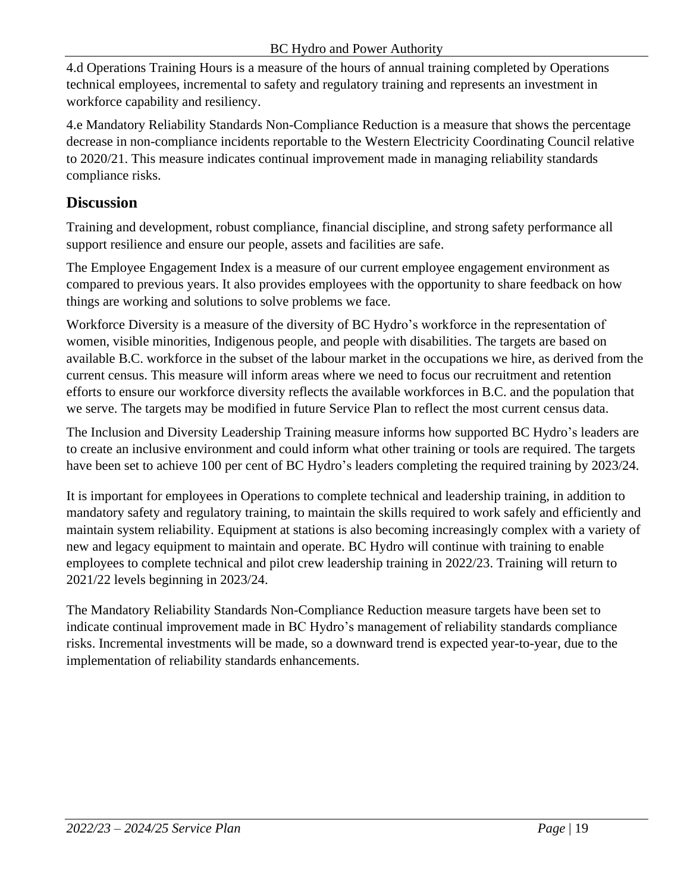4.d Operations Training Hours is a measure of the hours of annual training completed by Operations technical employees, incremental to safety and regulatory training and represents an investment in workforce capability and resiliency.

4.e Mandatory Reliability Standards Non-Compliance Reduction is a measure that shows the percentage decrease in non-compliance incidents reportable to the Western Electricity Coordinating Council relative to 2020/21. This measure indicates continual improvement made in managing reliability standards compliance risks.

## Discussion

Training and development, robust compliance, financial discipline, and strong safety performance all support resilience and ensure our people, assets and facilities are safe.

The Employee Engagement Index is a measure of our current employee engagement environment as compared to previous years. It also provides employees with the opportunity to share feedback on how things are working and solutions to solve problems we face.

Workforce Diversity is a measure of the diversity of BC Hydro's workforce in the representation of women, visible minorities, Indigenous people, and people with disabilities. The targets are based on available B.C. workforce in the subset of the labour market in the occupations we hire, as derived from the current census. This measure will inform areas where we need to focus our recruitment and retention efforts to ensure our workforce diversity reflects the available workforces in B.C. and the population that we serve. The targets may be modified in future Service Plan to reflect the most current census data.

The Inclusion and Diversity Leadership Training measure informs how supported BC Hydro's leaders are to create an inclusive environment and could inform what other training or tools are required. The targets have been set to achieve 100 per cent of BC Hydro's leaders completing the required training by 2023/24.

It is important for employees in Operations to complete technical and leadership training, in addition to mandatory safety and regulatory training, to maintain the skills required to work safely and efficiently and maintain system reliability. Equipment at stations is also becoming increasingly complex with a variety of new and legacy equipment to maintain and operate. BC Hydro will continue with training to enable employees to complete technical and pilot crew leadership training in 2022/23. Training will return to 2021/22 levels beginning in 2023/24.

The Mandatory Reliability Standards Non-Compliance Reduction measure targets have been set to indicate continual improvement made in BC Hydro's management of reliability standards compliance risks. Incremental investments will be made, so a downward trend is expected year-to-year, due to the implementation of reliability standards enhancements.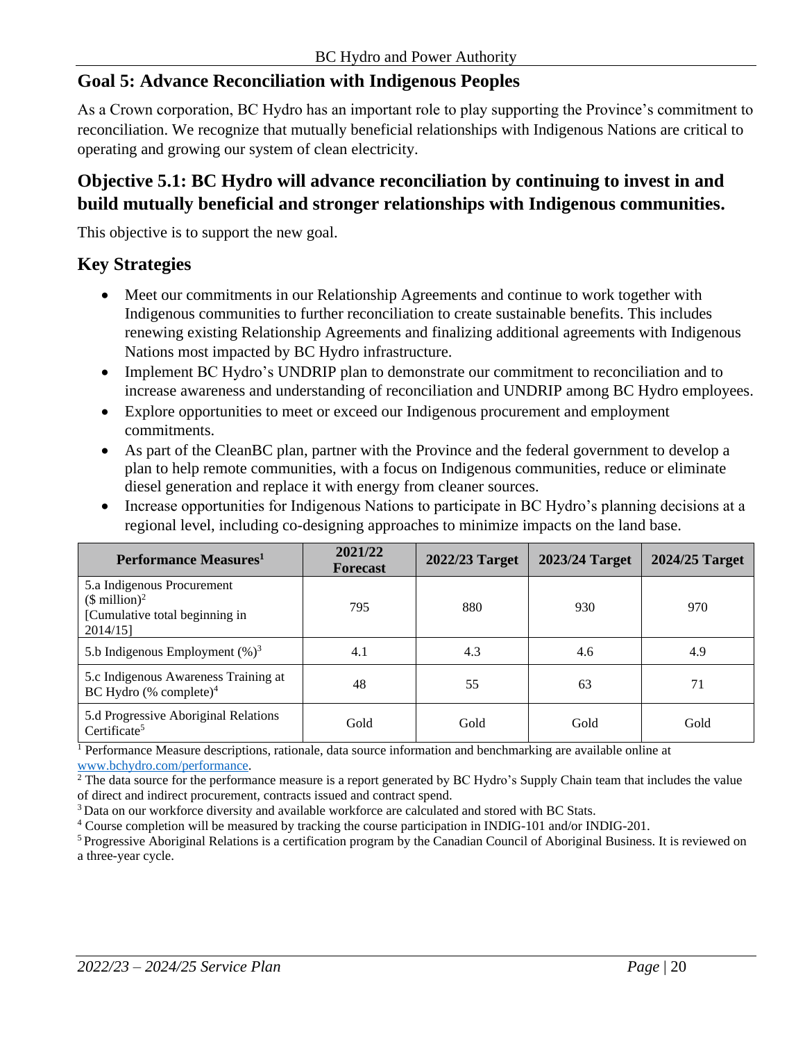## Goal 5: Advance Reconciliation with Indigenous Peoples

As a Crown corporation, BC Hydro has an important role to play supporting the Province's commitment to reconciliation. We recognize that mutually beneficial relationships with Indigenous Nations are critical to operating and growing our system of clean electricity.

### Objective 5.1: BC Hydro will advance reconciliation by continuing to invest in and build mutually beneficial and stronger relationships with Indigenous communities.

This objective is to support the new goal.

### Key Strategies

- Meet our commitments in our Relationship Agreements and continue to work together with Indigenous communities to further reconciliation to create sustainable benefits. This includes renewing existing Relationship Agreements and finalizing additional agreements with Indigenous Nations most impacted by BC Hydro infrastructure.
- Implement BC Hydro's UNDRIP plan to demonstrate our commitment to reconciliation and to increase awareness and understanding of reconciliation and UNDRIP among BC Hydro employees.
- Explore opportunities to meet or exceed our Indigenous procurement and employment commitments.
- As part of the CleanBC plan, partner with the Province and the federal government to develop a plan to help remote communities, with a focus on Indigenous communities, reduce or eliminate diesel generation and replace it with energy from cleaner sources.
- Increase opportunities for Indigenous Nations to participate in BC Hydro's planning decisions at a regional level, including co-designing approaches to minimize impacts on the land base.

| Performance Measures[1] | 2021/22 Forecast | 2022/23 Target | 2023/24 Target | 2024/25 Target |
|---|---|---|---|---|
| 5.a Indigenous Procurement ($ million)[2] [Cumulative total beginning in 2014/15] | 795 | 880 | 930 | 970 |
| 5.b Indigenous Employment (%)[3] | 4.1 | 4.3 | 4.6 | 4.9 |
| 5.c Indigenous Awareness Training at BC Hydro (% complete)[4] | 48 | 55 | 63 | 71 |
| 5.d Progressive Aboriginal Relations Certificate[5] | Gold | Gold | Gold | Gold |

[1] Performance Measure descriptions, rationale, data source information and benchmarking are available online at www.bchydro.com/performance.

[2] The data source for the performance measure is a report generated by BC Hydro's Supply Chain team that includes the value of direct and indirect procurement, contracts issued and contract spend.

[3] Data on our workforce diversity and available workforce are calculated and stored with BC Stats.

[4] Course completion will be measured by tracking the course participation in INDIG-101 and/or INDIG-201.

[5] Progressive Aboriginal Relations is a certification program by the Canadian Council of Aboriginal Business. It is reviewed on a three-year cycle.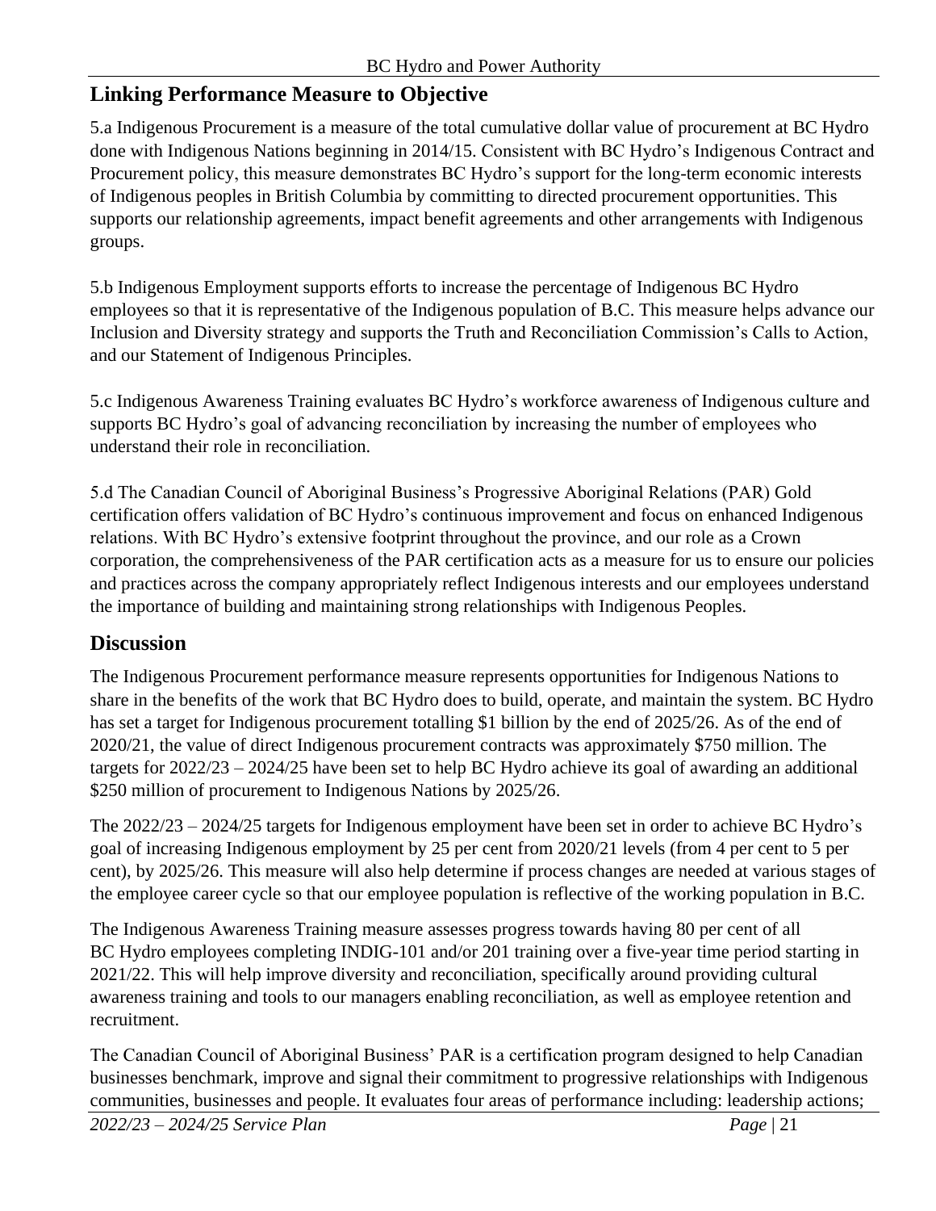## Linking Performance Measure to Objective

5.a Indigenous Procurement is a measure of the total cumulative dollar value of procurement at BC Hydro done with Indigenous Nations beginning in 2014/15. Consistent with BC Hydro's Indigenous Contract and Procurement policy, this measure demonstrates BC Hydro's support for the long-term economic interests of Indigenous peoples in British Columbia by committing to directed procurement opportunities. This supports our relationship agreements, impact benefit agreements and other arrangements with Indigenous groups.

5.b Indigenous Employment supports efforts to increase the percentage of Indigenous BC Hydro employees so that it is representative of the Indigenous population of B.C. This measure helps advance our Inclusion and Diversity strategy and supports the Truth and Reconciliation Commission's Calls to Action, and our Statement of Indigenous Principles.

5.c Indigenous Awareness Training evaluates BC Hydro's workforce awareness of Indigenous culture and supports BC Hydro's goal of advancing reconciliation by increasing the number of employees who understand their role in reconciliation.

5.d The Canadian Council of Aboriginal Business's Progressive Aboriginal Relations (PAR) Gold certification offers validation of BC Hydro's continuous improvement and focus on enhanced Indigenous relations. With BC Hydro's extensive footprint throughout the province, and our role as a Crown corporation, the comprehensiveness of the PAR certification acts as a measure for us to ensure our policies and practices across the company appropriately reflect Indigenous interests and our employees understand the importance of building and maintaining strong relationships with Indigenous Peoples.

## Discussion

The Indigenous Procurement performance measure represents opportunities for Indigenous Nations to share in the benefits of the work that BC Hydro does to build, operate, and maintain the system. BC Hydro has set a target for Indigenous procurement totalling $1 billion by the end of 2025/26. As of the end of 2020/21, the value of direct Indigenous procurement contracts was approximately $750 million. The targets for 2022/23 – 2024/25 have been set to help BC Hydro achieve its goal of awarding an additional $250 million of procurement to Indigenous Nations by 2025/26.

The 2022/23 – 2024/25 targets for Indigenous employment have been set in order to achieve BC Hydro's goal of increasing Indigenous employment by 25 per cent from 2020/21 levels (from 4 per cent to 5 per cent), by 2025/26. This measure will also help determine if process changes are needed at various stages of the employee career cycle so that our employee population is reflective of the working population in B.C.

The Indigenous Awareness Training measure assesses progress towards having 80 per cent of all BC Hydro employees completing INDIG-101 and/or 201 training over a five-year time period starting in 2021/22. This will help improve diversity and reconciliation, specifically around providing cultural awareness training and tools to our managers enabling reconciliation, as well as employee retention and recruitment.

The Canadian Council of Aboriginal Business' PAR is a certification program designed to help Canadian businesses benchmark, improve and signal their commitment to progressive relationships with Indigenous communities, businesses and people. It evaluates four areas of performance including: leadership actions;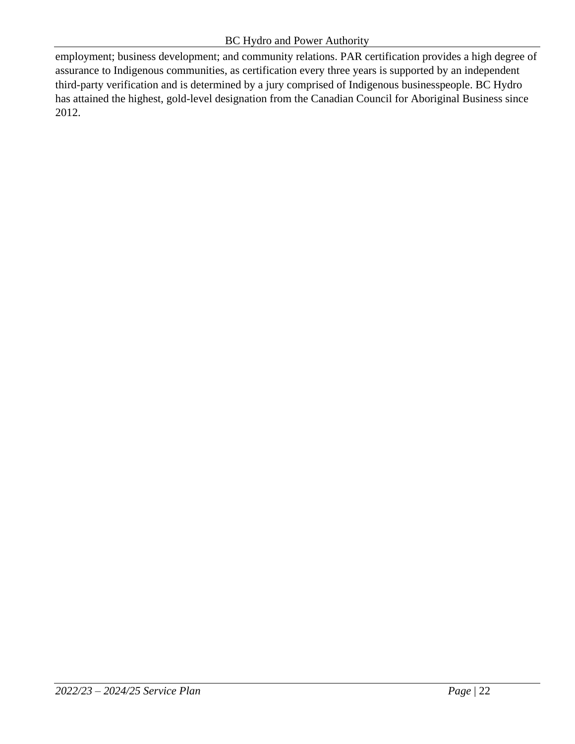employment; business development; and community relations. PAR certification provides a high degree of assurance to Indigenous communities, as certification every three years is supported by an independent third-party verification and is determined by a jury comprised of Indigenous businesspeople. BC Hydro has attained the highest, gold-level designation from the Canadian Council for Aboriginal Business since 2012.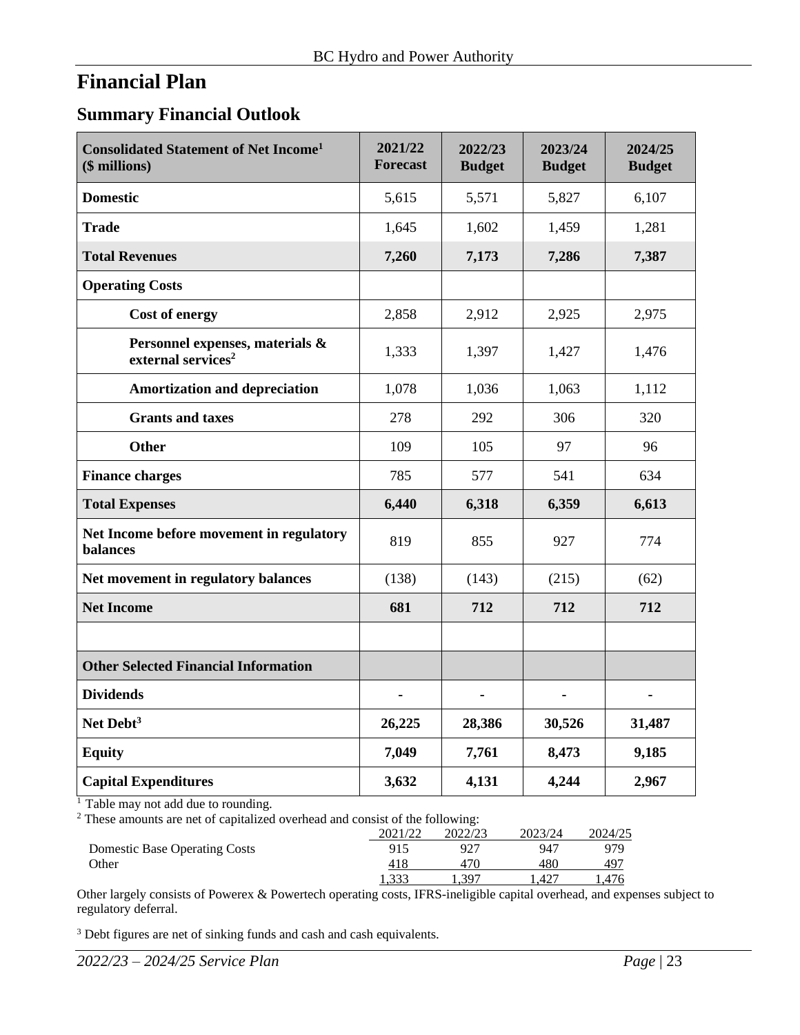# Financial Plan

## Summary Financial Outlook

| Consolidated Statement of Net Income[1] ($ millions) | 2021/22 Forecast | 2022/23 Budget | 2023/24 Budget | 2024/25 Budget |
|---|---|---|---|---|
| **Domestic** | 5,615 | 5,571 | 5,827 | 6,107 |
| **Trade** | 1,645 | 1,602 | 1,459 | 1,281 |
| **Total Revenues** | **7,260** | **7,173** | **7,286** | **7,387** |
| **Operating Costs** | | | | |
| **Cost of energy** | 2,858 | 2,912 | 2,925 | 2,975 |
| **Personnel expenses, materials & external services**[2] | 1,333 | 1,397 | 1,427 | 1,476 |
| **Amortization and depreciation** | 1,078 | 1,036 | 1,063 | 1,112 |
| **Grants and taxes** | 278 | 292 | 306 | 320 |
| **Other** | 109 | 105 | 97 | 96 |
| **Finance charges** | 785 | 577 | 541 | 634 |
| **Total Expenses** | **6,440** | **6,318** | **6,359** | **6,613** |
| **Net Income before movement in regulatory balances** | 819 | 855 | 927 | 774 |
| **Net movement in regulatory balances** | (138) | (143) | (215) | (62) |
| **Net Income** | **681** | **712** | **712** | **712** |
| | | | | |
| **Other Selected Financial Information** | | | | |
| **Dividends** | - | - | - | - |
| **Net Debt**[3] | **26,225** | **28,386** | **30,526** | **31,487** |
| **Equity** | **7,049** | **7,761** | **8,473** | **9,185** |
| **Capital Expenditures** | **3,632** | **4,131** | **4,244** | **2,967** |

[1] Table may not add due to rounding.

[2] These amounts are net of capitalized overhead and consist of the following:

| | 2021/22 | 2022/23 | 2023/24 | 2024/25 |
|---|---|---|---|---|
| Domestic Base Operating Costs | 915 | 927 | 947 | 979 |
| Other | 418 | 470 | 480 | 497 |
| | 1,333 | 1,397 | 1,427 | 1,476 |

Other largely consists of Powerex & Powertech operating costs, IFRS-ineligible capital overhead, and expenses subject to regulatory deferral.

[3] Debt figures are net of sinking funds and cash and cash equivalents.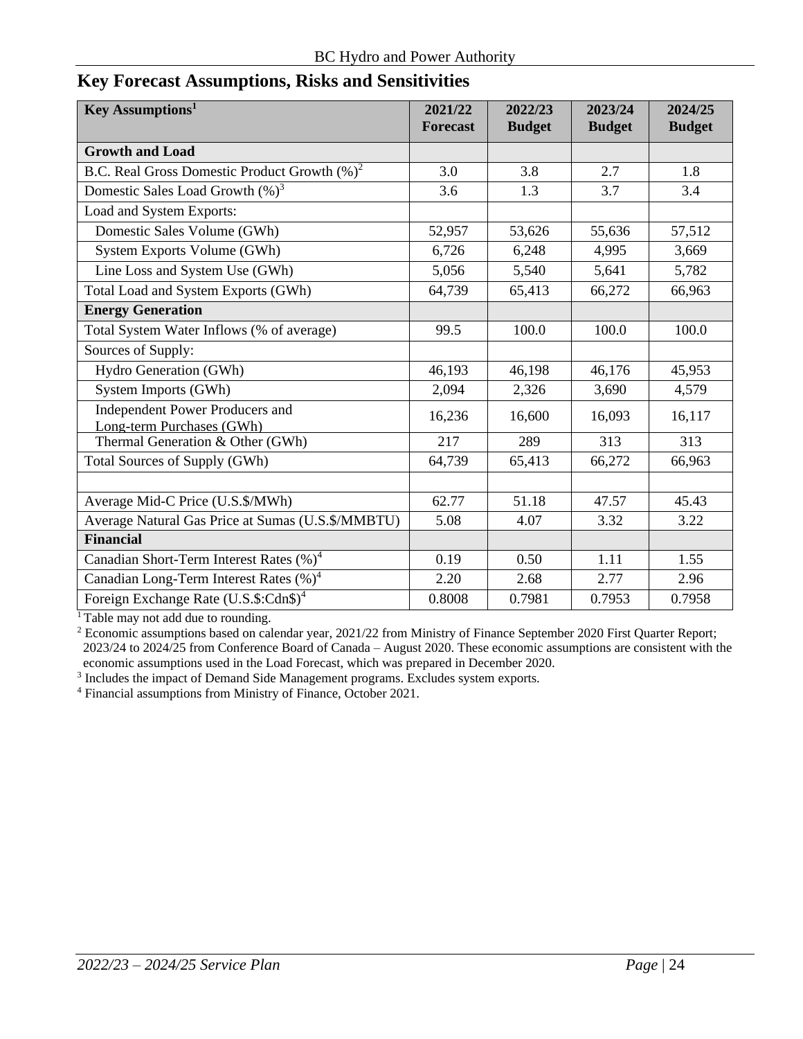## Key Forecast Assumptions, Risks and Sensitivities

| Key Assumptions[1] | 2021/22 Forecast | 2022/23 Budget | 2023/24 Budget | 2024/25 Budget |
|---|---|---|---|---|
| **Growth and Load** | | | | |
| B.C. Real Gross Domestic Product Growth (%)[2] | 3.0 | 3.8 | 2.7 | 1.8 |
| Domestic Sales Load Growth (%)[3] | 3.6 | 1.3 | 3.7 | 3.4 |
| Load and System Exports: | | | | |
| Domestic Sales Volume (GWh) | 52,957 | 53,626 | 55,636 | 57,512 |
| System Exports Volume (GWh) | 6,726 | 6,248 | 4,995 | 3,669 |
| Line Loss and System Use (GWh) | 5,056 | 5,540 | 5,641 | 5,782 |
| Total Load and System Exports (GWh) | 64,739 | 65,413 | 66,272 | 66,963 |
| **Energy Generation** | | | | |
| Total System Water Inflows (% of average) | 99.5 | 100.0 | 100.0 | 100.0 |
| Sources of Supply: | | | | |
| Hydro Generation (GWh) | 46,193 | 46,198 | 46,176 | 45,953 |
| System Imports (GWh) | 2,094 | 2,326 | 3,690 | 4,579 |
| Independent Power Producers and Long-term Purchases (GWh) | 16,236 | 16,600 | 16,093 | 16,117 |
| Thermal Generation & Other (GWh) | 217 | 289 | 313 | 313 |
| Total Sources of Supply (GWh) | 64,739 | 65,413 | 66,272 | 66,963 |
| | | | | |
| Average Mid-C Price (U.S.$/MWh) | 62.77 | 51.18 | 47.57 | 45.43 |
| Average Natural Gas Price at Sumas (U.S.$/MMBTU) | 5.08 | 4.07 | 3.32 | 3.22 |
| **Financial** | | | | |
| Canadian Short-Term Interest Rates (%)[4] | 0.19 | 0.50 | 1.11 | 1.55 |
| Canadian Long-Term Interest Rates (%)[4] | 2.20 | 2.68 | 2.77 | 2.96 |
| Foreign Exchange Rate (U.S.$:Cdn$)[4] | 0.8008 | 0.7981 | 0.7953 | 0.7958 |

[1] Table may not add due to rounding.

[2] Economic assumptions based on calendar year, 2021/22 from Ministry of Finance September 2020 First Quarter Report; 2023/24 to 2024/25 from Conference Board of Canada – August 2020. These economic assumptions are consistent with the economic assumptions used in the Load Forecast, which was prepared in December 2020.

[3] Includes the impact of Demand Side Management programs. Excludes system exports.

[4] Financial assumptions from Ministry of Finance, October 2021.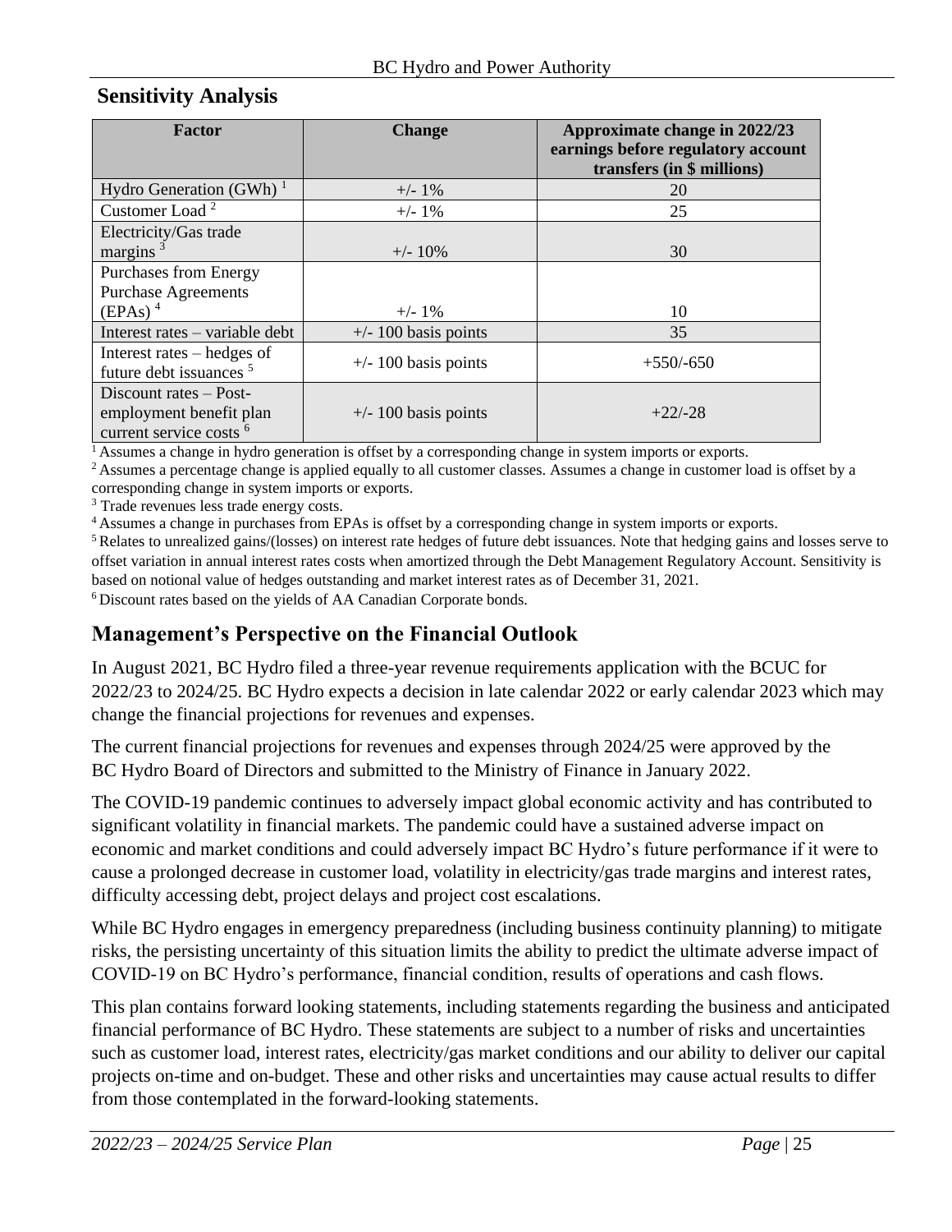## Sensitivity Analysis

| Factor | Change | Approximate change in 2022/23 earnings before regulatory account transfers (in $ millions) |
|---|---|---|
| Hydro Generation (GWh) [1] | +/- 1% | 20 |
| Customer Load [2] | +/- 1% | 25 |
| Electricity/Gas trade margins [3] | +/- 10% | 30 |
| Purchases from Energy Purchase Agreements (EPAs) [4] | +/- 1% | 10 |
| Interest rates – variable debt | +/- 100 basis points | 35 |
| Interest rates – hedges of future debt issuances [5] | +/- 100 basis points | +550/-650 |
| Discount rates – Post-employment benefit plan current service costs [6] | +/- 100 basis points | +22/-28 |

[1] Assumes a change in hydro generation is offset by a corresponding change in system imports or exports.
[2] Assumes a percentage change is applied equally to all customer classes. Assumes a change in customer load is offset by a corresponding change in system imports or exports.
[3] Trade revenues less trade energy costs.
[4] Assumes a change in purchases from EPAs is offset by a corresponding change in system imports or exports.
[5] Relates to unrealized gains/(losses) on interest rate hedges of future debt issuances. Note that hedging gains and losses serve to offset variation in annual interest rates costs when amortized through the Debt Management Regulatory Account. Sensitivity is based on notional value of hedges outstanding and market interest rates as of December 31, 2021.
[6] Discount rates based on the yields of AA Canadian Corporate bonds.

## Management's Perspective on the Financial Outlook

In August 2021, BC Hydro filed a three-year revenue requirements application with the BCUC for 2022/23 to 2024/25. BC Hydro expects a decision in late calendar 2022 or early calendar 2023 which may change the financial projections for revenues and expenses.

The current financial projections for revenues and expenses through 2024/25 were approved by the BC Hydro Board of Directors and submitted to the Ministry of Finance in January 2022.

The COVID-19 pandemic continues to adversely impact global economic activity and has contributed to significant volatility in financial markets. The pandemic could have a sustained adverse impact on economic and market conditions and could adversely impact BC Hydro's future performance if it were to cause a prolonged decrease in customer load, volatility in electricity/gas trade margins and interest rates, difficulty accessing debt, project delays and project cost escalations.

While BC Hydro engages in emergency preparedness (including business continuity planning) to mitigate risks, the persisting uncertainty of this situation limits the ability to predict the ultimate adverse impact of COVID-19 on BC Hydro's performance, financial condition, results of operations and cash flows.

This plan contains forward looking statements, including statements regarding the business and anticipated financial performance of BC Hydro. These statements are subject to a number of risks and uncertainties such as customer load, interest rates, electricity/gas market conditions and our ability to deliver our capital projects on-time and on-budget. These and other risks and uncertainties may cause actual results to differ from those contemplated in the forward-looking statements.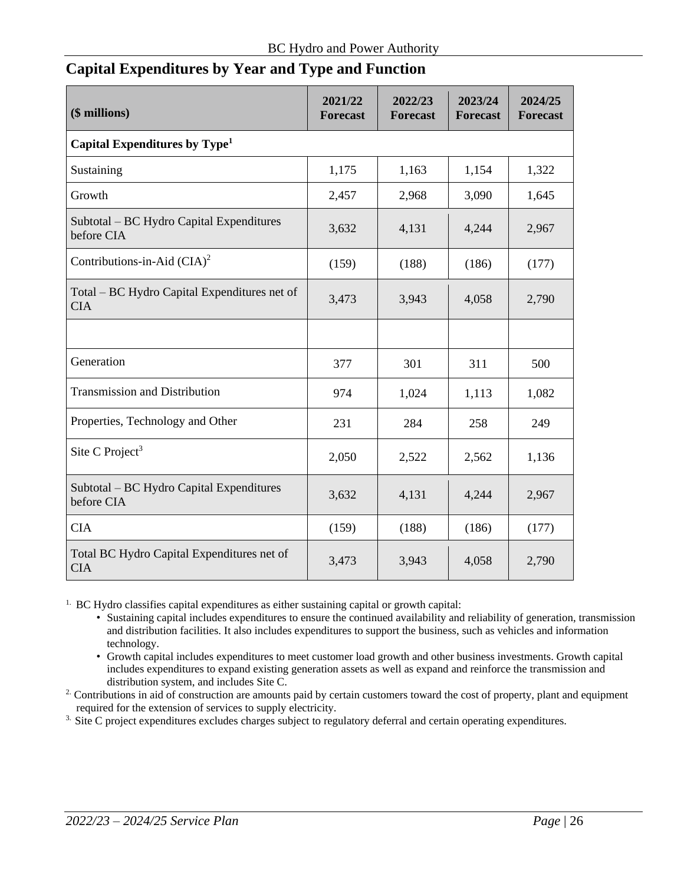## Capital Expenditures by Year and Type and Function

| ($ millions) | 2021/22 Forecast | 2022/23 Forecast | 2023/24 Forecast | 2024/25 Forecast |
|---|---|---|---|---|
| **Capital Expenditures by Type**[1] | | | | |
| Sustaining | 1,175 | 1,163 | 1,154 | 1,322 |
| Growth | 2,457 | 2,968 | 3,090 | 1,645 |
| Subtotal – BC Hydro Capital Expenditures before CIA | 3,632 | 4,131 | 4,244 | 2,967 |
| Contributions-in-Aid (CIA)[2] | (159) | (188) | (186) | (177) |
| Total – BC Hydro Capital Expenditures net of CIA | 3,473 | 3,943 | 4,058 | 2,790 |
| | | | | |
| Generation | 377 | 301 | 311 | 500 |
| Transmission and Distribution | 974 | 1,024 | 1,113 | 1,082 |
| Properties, Technology and Other | 231 | 284 | 258 | 249 |
| Site C Project[3] | 2,050 | 2,522 | 2,562 | 1,136 |
| Subtotal – BC Hydro Capital Expenditures before CIA | 3,632 | 4,131 | 4,244 | 2,967 |
| CIA | (159) | (188) | (186) | (177) |
| Total BC Hydro Capital Expenditures net of CIA | 3,473 | 3,943 | 4,058 | 2,790 |

[1] BC Hydro classifies capital expenditures as either sustaining capital or growth capital:

- Sustaining capital includes expenditures to ensure the continued availability and reliability of generation, transmission and distribution facilities. It also includes expenditures to support the business, such as vehicles and information technology.
- Growth capital includes expenditures to meet customer load growth and other business investments. Growth capital includes expenditures to expand existing generation assets as well as expand and reinforce the transmission and distribution system, and includes Site C.

[2] Contributions in aid of construction are amounts paid by certain customers toward the cost of property, plant and equipment required for the extension of services to supply electricity.

[3] Site C project expenditures excludes charges subject to regulatory deferral and certain operating expenditures.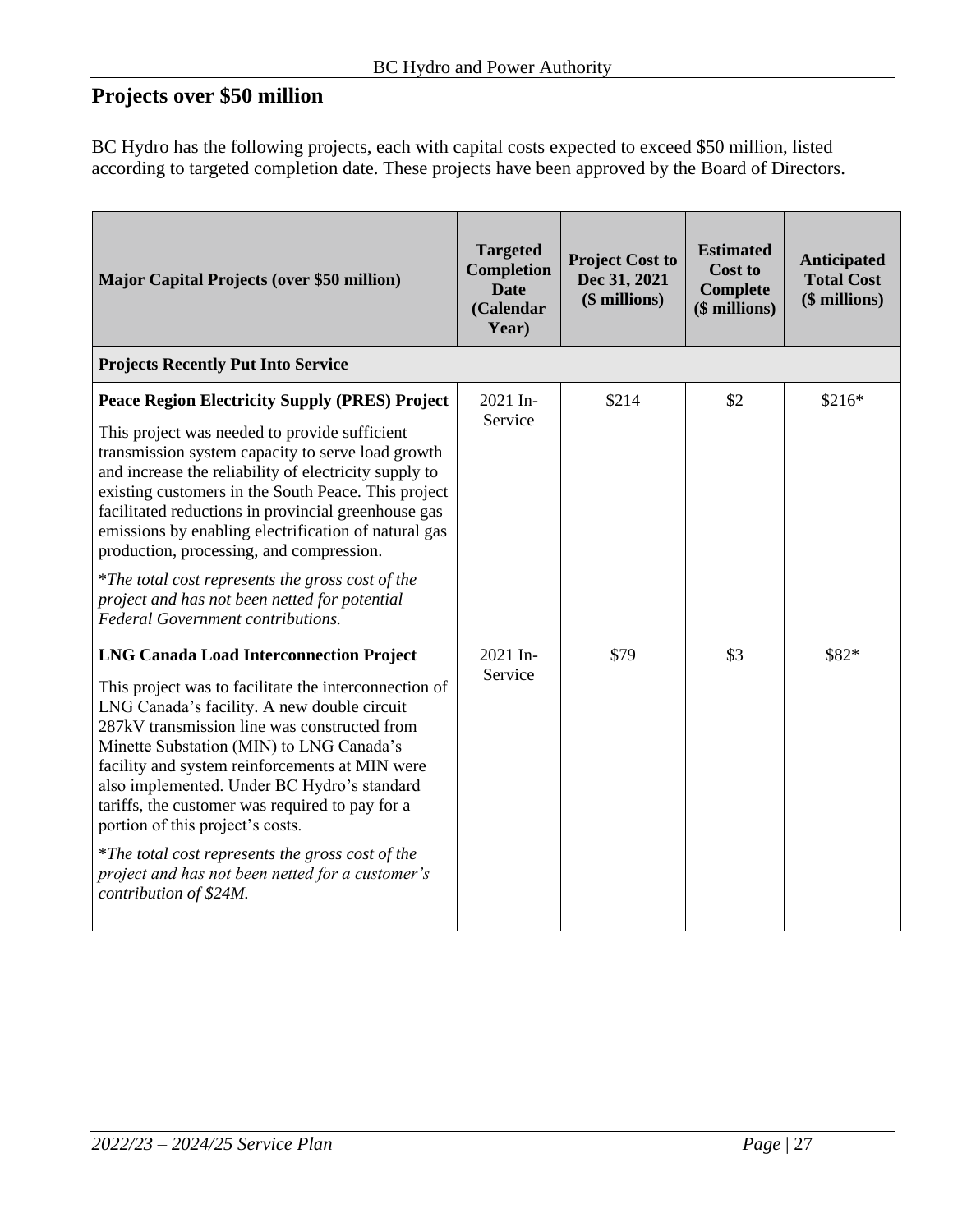## Projects over $50 million

BC Hydro has the following projects, each with capital costs expected to exceed $50 million, listed according to targeted completion date. These projects have been approved by the Board of Directors.

| Major Capital Projects (over $50 million) | Targeted Completion Date (Calendar Year) | Project Cost to Dec 31, 2021 ($ millions) | Estimated Cost to Complete ($ millions) | Anticipated Total Cost ($ millions) |
|---|---|---|---|---|
| **Projects Recently Put Into Service** | | | | |
| **Peace Region Electricity Supply (PRES) Project**<br><br>This project was needed to provide sufficient transmission system capacity to serve load growth and increase the reliability of electricity supply to existing customers in the South Peace. This project facilitated reductions in provincial greenhouse gas emissions by enabling electrification of natural gas production, processing, and compression.<br><br>**The total cost represents the gross cost of the project and has not been netted for potential Federal Government contributions.* | 2021 In-Service | $214 | $2 | $216* |
| **LNG Canada Load Interconnection Project**<br><br>This project was to facilitate the interconnection of LNG Canada's facility. A new double circuit 287kV transmission line was constructed from Minette Substation (MIN) to LNG Canada's facility and system reinforcements at MIN were also implemented. Under BC Hydro's standard tariffs, the customer was required to pay for a portion of this project's costs.<br><br>**The total cost represents the gross cost of the project and has not been netted for a customer's contribution of $24M.* | 2021 In-Service | $79 | $3 | $82* |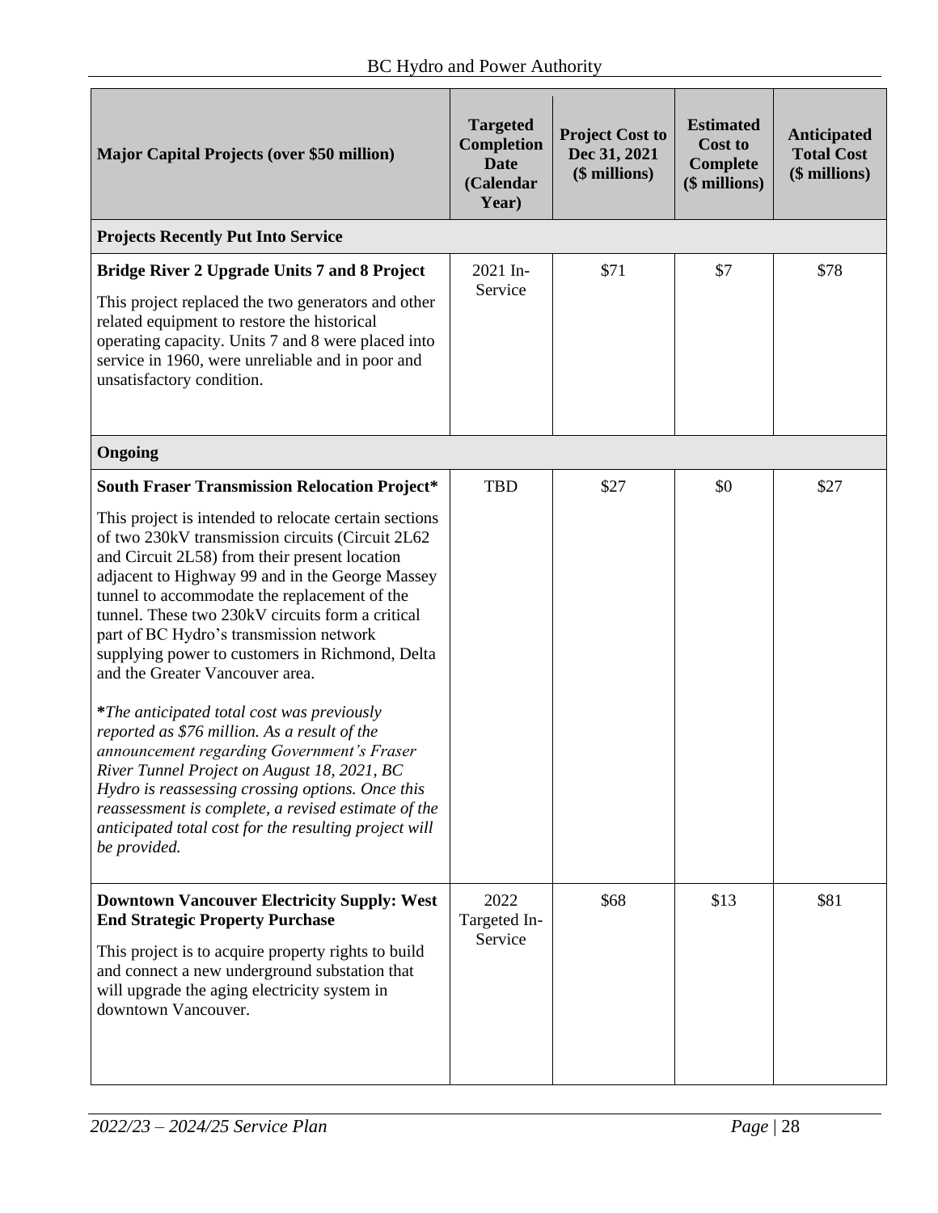| Major Capital Projects (over $50 million) | Targeted Completion Date (Calendar Year) | Project Cost to Dec 31, 2021 ($ millions) | Estimated Cost to Complete ($ millions) | Anticipated Total Cost ($ millions) |
|---|---|---|---|---|
| **Projects Recently Put Into Service** | | | | |
| **Bridge River 2 Upgrade Units 7 and 8 Project**<br><br>This project replaced the two generators and other related equipment to restore the historical operating capacity. Units 7 and 8 were placed into service in 1960, were unreliable and in poor and unsatisfactory condition. | 2021 In-Service | $71 | $7 | $78 |
| **Ongoing** | | | | |
| **South Fraser Transmission Relocation Project***<br><br>This project is intended to relocate certain sections of two 230kV transmission circuits (Circuit 2L62 and Circuit 2L58) from their present location adjacent to Highway 99 and in the George Massey tunnel to accommodate the replacement of the tunnel. These two 230kV circuits form a critical part of BC Hydro's transmission network supplying power to customers in Richmond, Delta and the Greater Vancouver area.<br><br>**\***_The anticipated total cost was previously reported as $76 million. As a result of the announcement regarding Government's Fraser River Tunnel Project on August 18, 2021, BC Hydro is reassessing crossing options. Once this reassessment is complete, a revised estimate of the anticipated total cost for the resulting project will be provided._ | TBD | $27 | $0 | $27 |
| **Downtown Vancouver Electricity Supply: West End Strategic Property Purchase**<br><br>This project is to acquire property rights to build and connect a new underground substation that will upgrade the aging electricity system in downtown Vancouver. | 2022 Targeted In-Service | $68 | $13 | $81 |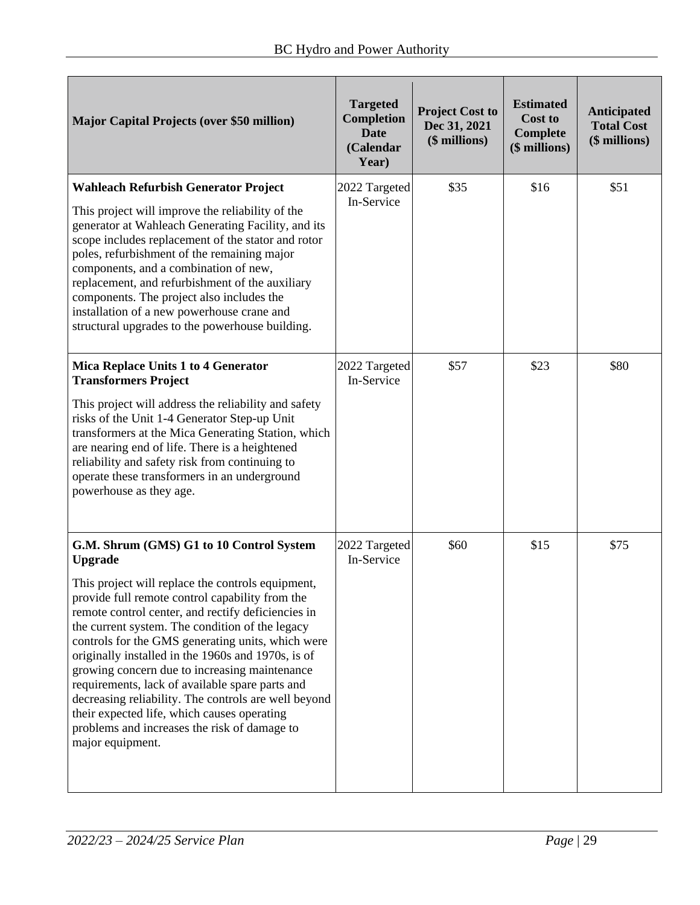| Major Capital Projects (over $50 million) | Targeted Completion Date (Calendar Year) | Project Cost to Dec 31, 2021 ($ millions) | Estimated Cost to Complete ($ millions) | Anticipated Total Cost ($ millions) |
|---|---|---|---|---|
| **Wahleach Refurbish Generator Project**<br><br>This project will improve the reliability of the generator at Wahleach Generating Facility, and its scope includes replacement of the stator and rotor poles, refurbishment of the remaining major components, and a combination of new, replacement, and refurbishment of the auxiliary components. The project also includes the installation of a new powerhouse crane and structural upgrades to the powerhouse building. | 2022 Targeted In-Service | $35 | $16 | $51 |
| **Mica Replace Units 1 to 4 Generator Transformers Project**<br><br>This project will address the reliability and safety risks of the Unit 1-4 Generator Step-up Unit transformers at the Mica Generating Station, which are nearing end of life. There is a heightened reliability and safety risk from continuing to operate these transformers in an underground powerhouse as they age. | 2022 Targeted In-Service | $57 | $23 | $80 |
| **G.M. Shrum (GMS) G1 to 10 Control System Upgrade**<br><br>This project will replace the controls equipment, provide full remote control capability from the remote control center, and rectify deficiencies in the current system. The condition of the legacy controls for the GMS generating units, which were originally installed in the 1960s and 1970s, is of growing concern due to increasing maintenance requirements, lack of available spare parts and decreasing reliability. The controls are well beyond their expected life, which causes operating problems and increases the risk of damage to major equipment. | 2022 Targeted In-Service | $60 | $15 | $75 |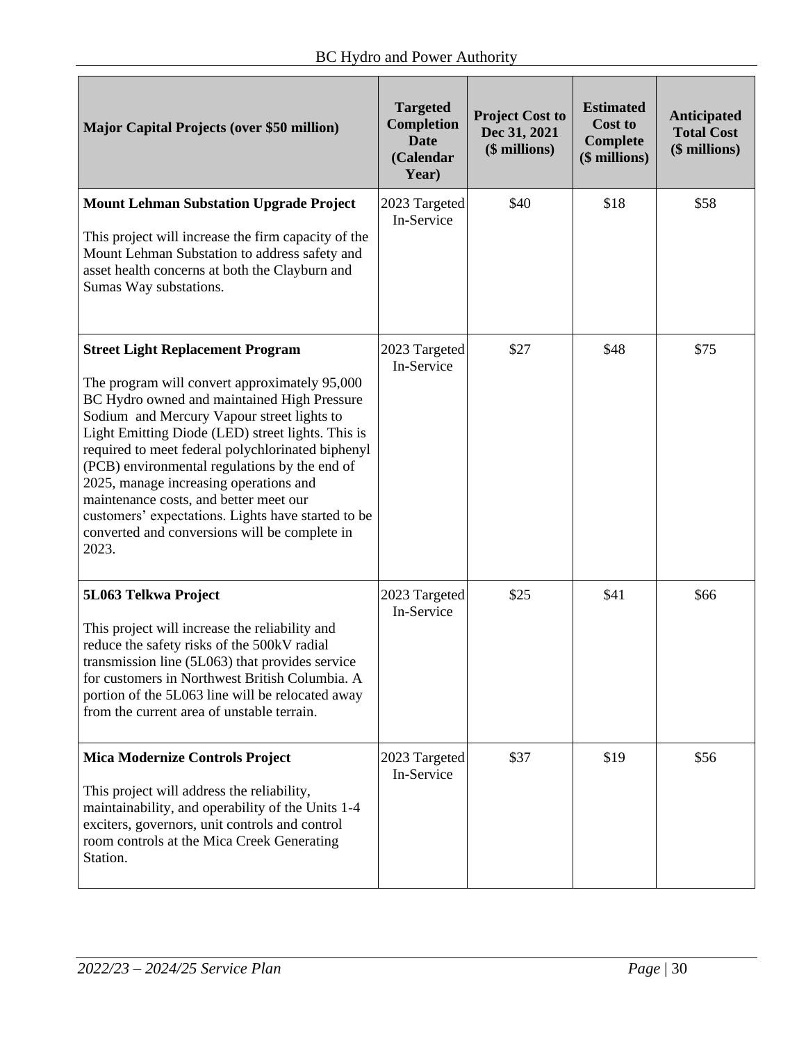| Major Capital Projects (over $50 million) | Targeted Completion Date (Calendar Year) | Project Cost to Dec 31, 2021 ($ millions) | Estimated Cost to Complete ($ millions) | Anticipated Total Cost ($ millions) |
|---|---|---|---|---|
| **Mount Lehman Substation Upgrade Project**<br><br>This project will increase the firm capacity of the Mount Lehman Substation to address safety and asset health concerns at both the Clayburn and Sumas Way substations. | 2023 Targeted In-Service | $40 | $18 | $58 |
| **Street Light Replacement Program**<br><br>The program will convert approximately 95,000 BC Hydro owned and maintained High Pressure Sodium and Mercury Vapour street lights to Light Emitting Diode (LED) street lights. This is required to meet federal polychlorinated biphenyl (PCB) environmental regulations by the end of 2025, manage increasing operations and maintenance costs, and better meet our customers' expectations. Lights have started to be converted and conversions will be complete in 2023. | 2023 Targeted In-Service | $27 | $48 | $75 |
| **5L063 Telkwa Project**<br><br>This project will increase the reliability and reduce the safety risks of the 500kV radial transmission line (5L063) that provides service for customers in Northwest British Columbia. A portion of the 5L063 line will be relocated away from the current area of unstable terrain. | 2023 Targeted In-Service | $25 | $41 | $66 |
| **Mica Modernize Controls Project**<br><br>This project will address the reliability, maintainability, and operability of the Units 1-4 exciters, governors, unit controls and control room controls at the Mica Creek Generating Station. | 2023 Targeted In-Service | $37 | $19 | $56 |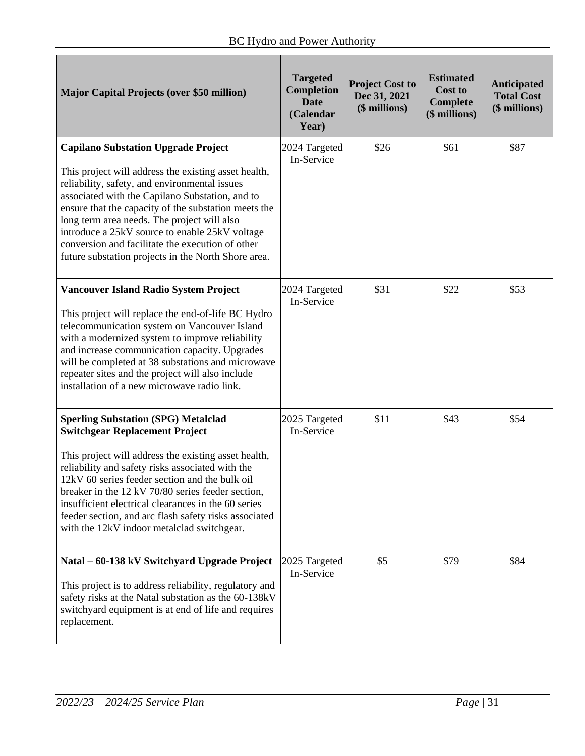| Major Capital Projects (over $50 million) | Targeted Completion Date (Calendar Year) | Project Cost to Dec 31, 2021 ($ millions) | Estimated Cost to Complete ($ millions) | Anticipated Total Cost ($ millions) |
|---|---|---|---|---|
| **Capilano Substation Upgrade Project**<br><br>This project will address the existing asset health, reliability, safety, and environmental issues associated with the Capilano Substation, and to ensure that the capacity of the substation meets the long term area needs. The project will also introduce a 25kV source to enable 25kV voltage conversion and facilitate the execution of other future substation projects in the North Shore area. | 2024 Targeted In-Service | $26 | $61 | $87 |
| **Vancouver Island Radio System Project**<br><br>This project will replace the end-of-life BC Hydro telecommunication system on Vancouver Island with a modernized system to improve reliability and increase communication capacity. Upgrades will be completed at 38 substations and microwave repeater sites and the project will also include installation of a new microwave radio link. | 2024 Targeted In-Service | $31 | $22 | $53 |
| **Sperling Substation (SPG) Metalclad Switchgear Replacement Project**<br><br>This project will address the existing asset health, reliability and safety risks associated with the 12kV 60 series feeder section and the bulk oil breaker in the 12 kV 70/80 series feeder section, insufficient electrical clearances in the 60 series feeder section, and arc flash safety risks associated with the 12kV indoor metalclad switchgear. | 2025 Targeted In-Service | $11 | $43 | $54 |
| **Natal – 60-138 kV Switchyard Upgrade Project**<br><br>This project is to address reliability, regulatory and safety risks at the Natal substation as the 60-138kV switchyard equipment is at end of life and requires replacement. | 2025 Targeted In-Service | $5 | $79 | $84 |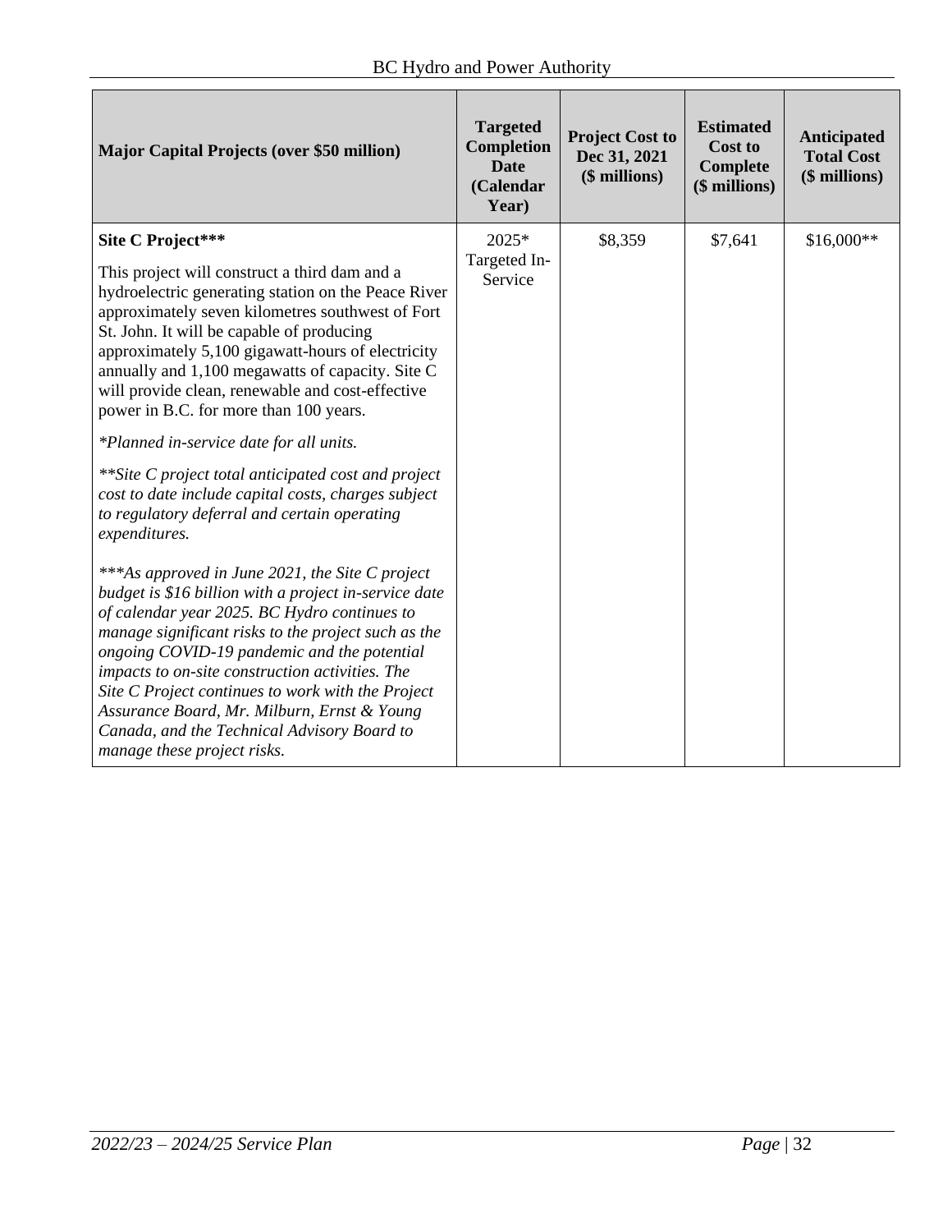| Major Capital Projects (over $50 million) | Targeted Completion Date (Calendar Year) | Project Cost to Dec 31, 2021 ($ millions) | Estimated Cost to Complete ($ millions) | Anticipated Total Cost ($ millions) |
|---|---|---|---|---|
| **Site C Project***** <br><br> This project will construct a third dam and a hydroelectric generating station on the Peace River approximately seven kilometres southwest of Fort St. John. It will be capable of producing approximately 5,100 gigawatt-hours of electricity annually and 1,100 megawatts of capacity. Site C will provide clean, renewable and cost-effective power in B.C. for more than 100 years. <br><br> *\*Planned in-service date for all units.* <br><br> *\*\*Site C project total anticipated cost and project cost to date include capital costs, charges subject to regulatory deferral and certain operating expenditures.* <br><br> *\*\*\*As approved in June 2021, the Site C project budget is $16 billion with a project in-service date of calendar year 2025. BC Hydro continues to manage significant risks to the project such as the ongoing COVID-19 pandemic and the potential impacts to on-site construction activities. The Site C Project continues to work with the Project Assurance Board, Mr. Milburn, Ernst & Young Canada, and the Technical Advisory Board to manage these project risks.* | 2025* Targeted In-Service | $8,359 | $7,641 | $16,000** |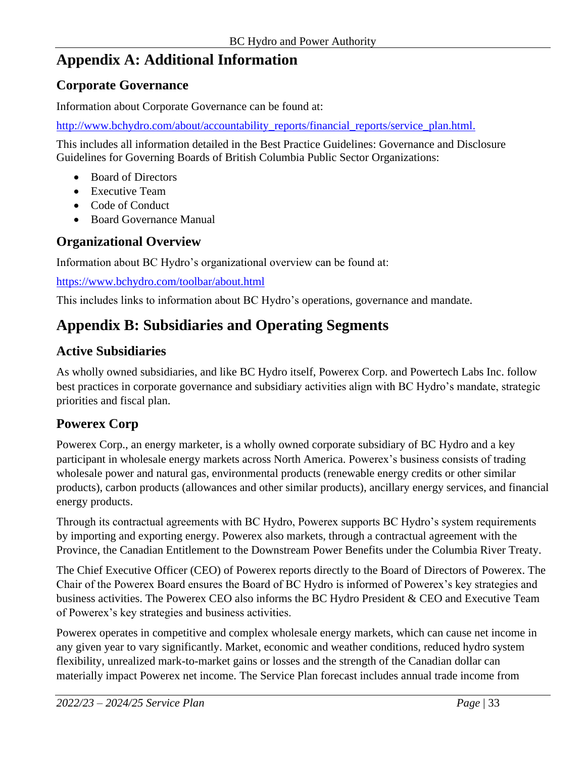# Appendix A: Additional Information

## Corporate Governance

Information about Corporate Governance can be found at:

http://www.bchydro.com/about/accountability_reports/financial_reports/service_plan.html.

This includes all information detailed in the Best Practice Guidelines: Governance and Disclosure Guidelines for Governing Boards of British Columbia Public Sector Organizations:

- Board of Directors
- Executive Team
- Code of Conduct
- Board Governance Manual

## Organizational Overview

Information about BC Hydro's organizational overview can be found at:

https://www.bchydro.com/toolbar/about.html

This includes links to information about BC Hydro's operations, governance and mandate.

# Appendix B: Subsidiaries and Operating Segments

## Active Subsidiaries

As wholly owned subsidiaries, and like BC Hydro itself, Powerex Corp. and Powertech Labs Inc. follow best practices in corporate governance and subsidiary activities align with BC Hydro's mandate, strategic priorities and fiscal plan.

## Powerex Corp

Powerex Corp., an energy marketer, is a wholly owned corporate subsidiary of BC Hydro and a key participant in wholesale energy markets across North America. Powerex's business consists of trading wholesale power and natural gas, environmental products (renewable energy credits or other similar products), carbon products (allowances and other similar products), ancillary energy services, and financial energy products.

Through its contractual agreements with BC Hydro, Powerex supports BC Hydro's system requirements by importing and exporting energy. Powerex also markets, through a contractual agreement with the Province, the Canadian Entitlement to the Downstream Power Benefits under the Columbia River Treaty.

The Chief Executive Officer (CEO) of Powerex reports directly to the Board of Directors of Powerex. The Chair of the Powerex Board ensures the Board of BC Hydro is informed of Powerex's key strategies and business activities. The Powerex CEO also informs the BC Hydro President & CEO and Executive Team of Powerex's key strategies and business activities.

Powerex operates in competitive and complex wholesale energy markets, which can cause net income in any given year to vary significantly. Market, economic and weather conditions, reduced hydro system flexibility, unrealized mark-to-market gains or losses and the strength of the Canadian dollar can materially impact Powerex net income. The Service Plan forecast includes annual trade income from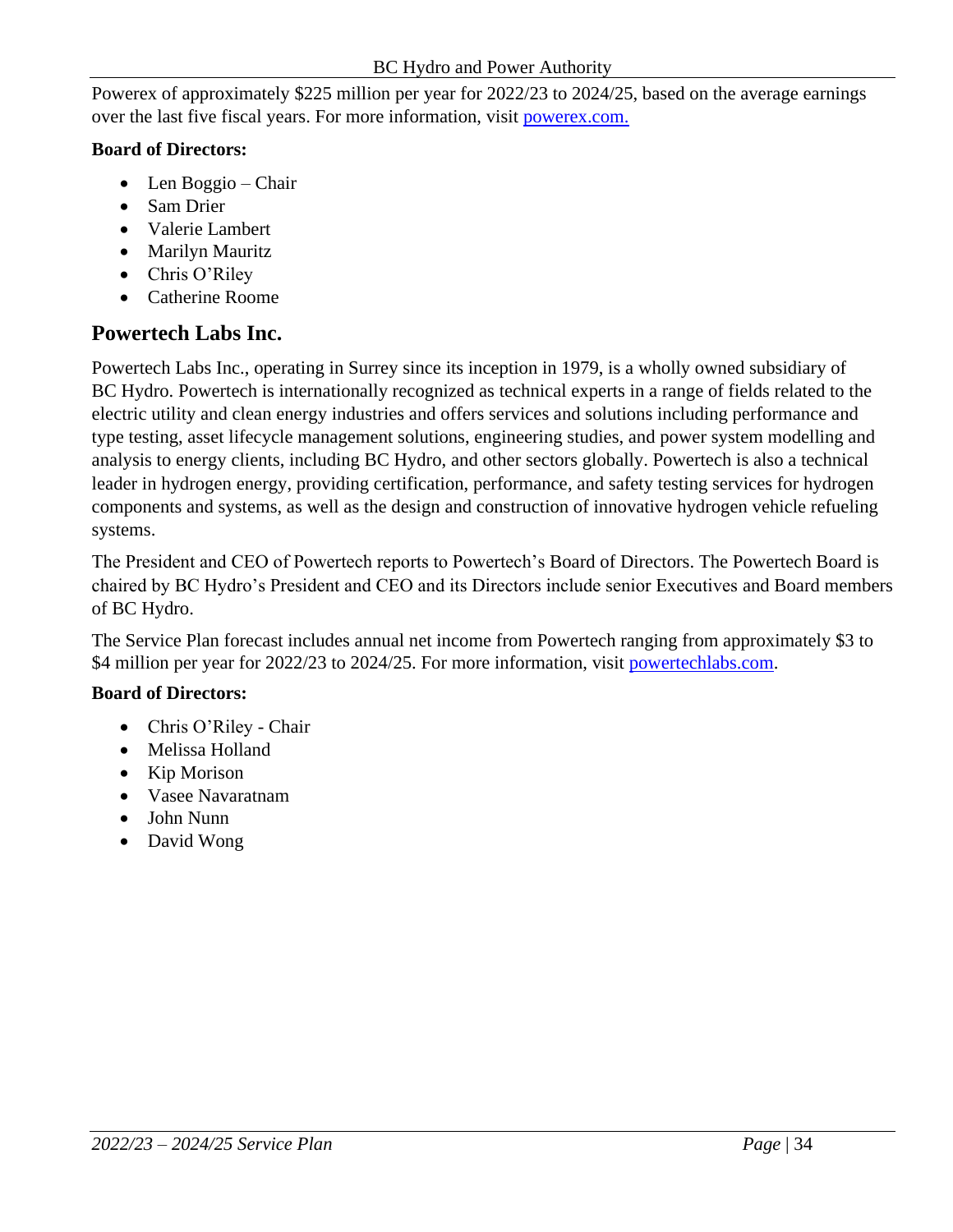Powerex of approximately $225 million per year for 2022/23 to 2024/25, based on the average earnings over the last five fiscal years. For more information, visit [powerex.com.](powerex.com)

**Board of Directors:**

- Len Boggio – Chair
- Sam Drier
- Valerie Lambert
- Marilyn Mauritz
- Chris O'Riley
- Catherine Roome

## Powertech Labs Inc.

Powertech Labs Inc., operating in Surrey since its inception in 1979, is a wholly owned subsidiary of BC Hydro. Powertech is internationally recognized as technical experts in a range of fields related to the electric utility and clean energy industries and offers services and solutions including performance and type testing, asset lifecycle management solutions, engineering studies, and power system modelling and analysis to energy clients, including BC Hydro, and other sectors globally. Powertech is also a technical leader in hydrogen energy, providing certification, performance, and safety testing services for hydrogen components and systems, as well as the design and construction of innovative hydrogen vehicle refueling systems.

The President and CEO of Powertech reports to Powertech's Board of Directors. The Powertech Board is chaired by BC Hydro's President and CEO and its Directors include senior Executives and Board members of BC Hydro.

The Service Plan forecast includes annual net income from Powertech ranging from approximately $3 to $4 million per year for 2022/23 to 2024/25. For more information, visit [powertechlabs.com](powertechlabs.com).

**Board of Directors:**

- Chris O'Riley - Chair
- Melissa Holland
- Kip Morison
- Vasee Navaratnam
- John Nunn
- David Wong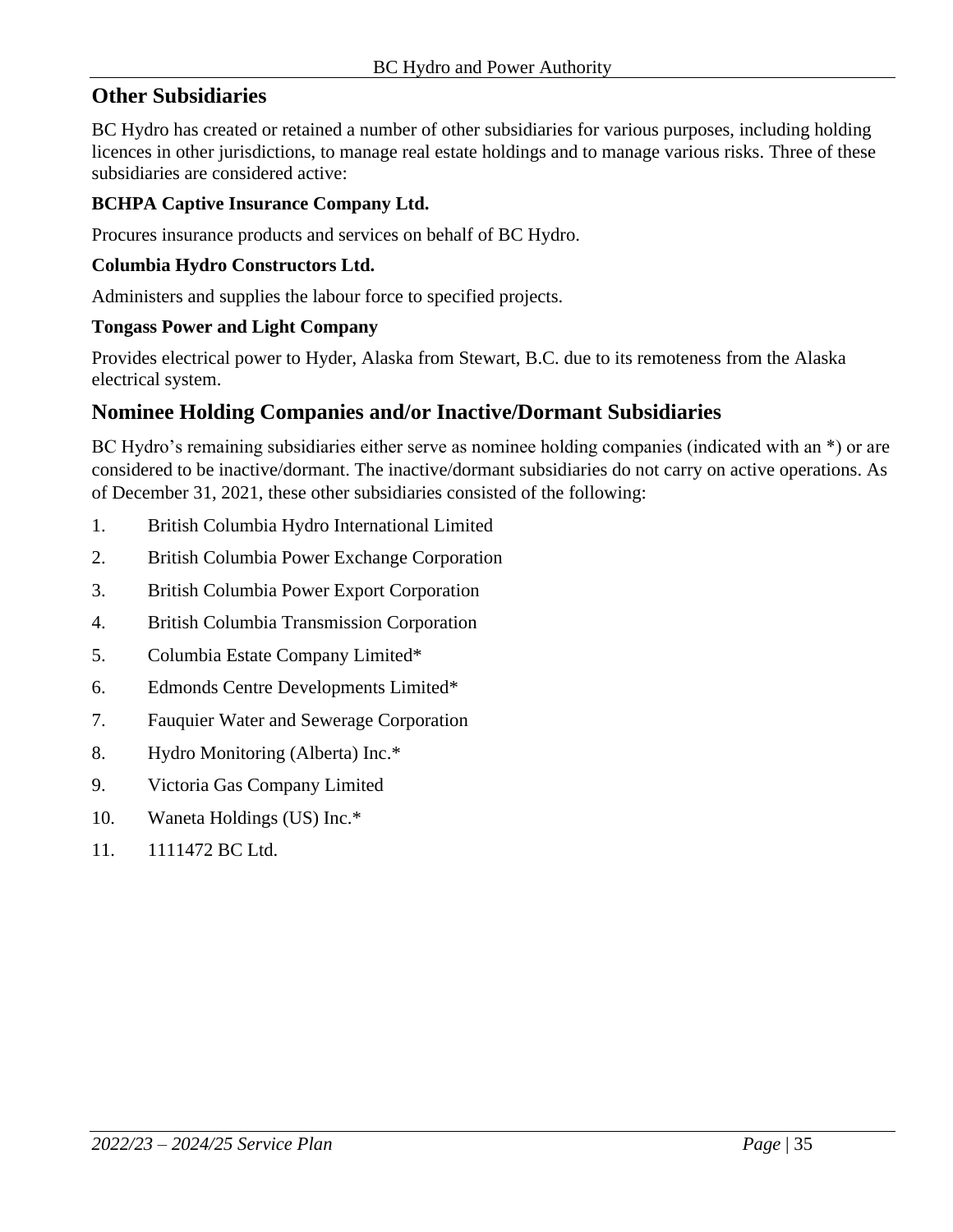## Other Subsidiaries

BC Hydro has created or retained a number of other subsidiaries for various purposes, including holding licences in other jurisdictions, to manage real estate holdings and to manage various risks. Three of these subsidiaries are considered active:

**BCHPA Captive Insurance Company Ltd.**

Procures insurance products and services on behalf of BC Hydro.

**Columbia Hydro Constructors Ltd.**

Administers and supplies the labour force to specified projects.

**Tongass Power and Light Company**

Provides electrical power to Hyder, Alaska from Stewart, B.C. due to its remoteness from the Alaska electrical system.

## Nominee Holding Companies and/or Inactive/Dormant Subsidiaries

BC Hydro's remaining subsidiaries either serve as nominee holding companies (indicated with an *) or are considered to be inactive/dormant. The inactive/dormant subsidiaries do not carry on active operations. As of December 31, 2021, these other subsidiaries consisted of the following:

1. British Columbia Hydro International Limited
2. British Columbia Power Exchange Corporation
3. British Columbia Power Export Corporation
4. British Columbia Transmission Corporation
5. Columbia Estate Company Limited*
6. Edmonds Centre Developments Limited*
7. Fauquier Water and Sewerage Corporation
8. Hydro Monitoring (Alberta) Inc.*
9. Victoria Gas Company Limited
10. Waneta Holdings (US) Inc.*
11. 1111472 BC Ltd.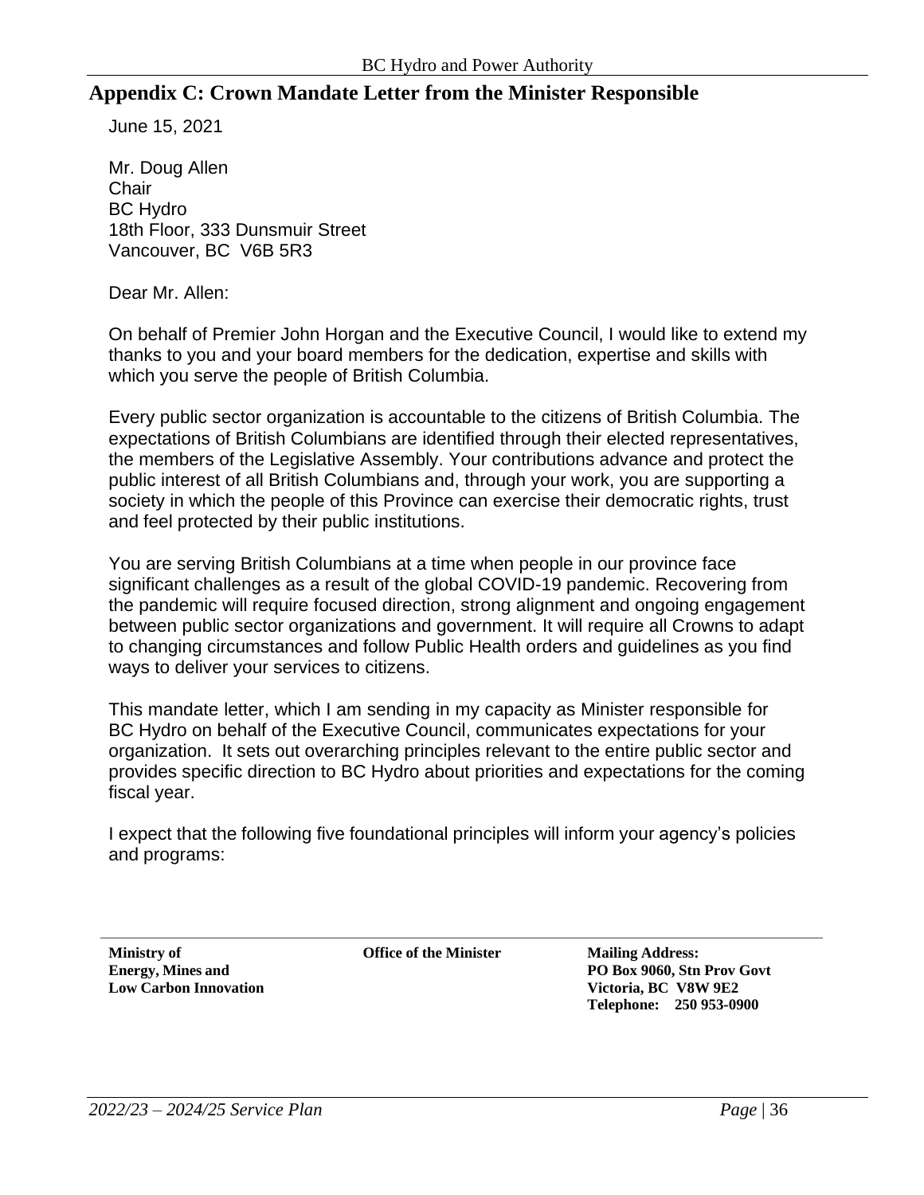## Appendix C: Crown Mandate Letter from the Minister Responsible

June 15, 2021

Mr. Doug Allen
Chair
BC Hydro
18th Floor, 333 Dunsmuir Street
Vancouver, BC V6B 5R3

Dear Mr. Allen:

On behalf of Premier John Horgan and the Executive Council, I would like to extend my thanks to you and your board members for the dedication, expertise and skills with which you serve the people of British Columbia.

Every public sector organization is accountable to the citizens of British Columbia. The expectations of British Columbians are identified through their elected representatives, the members of the Legislative Assembly. Your contributions advance and protect the public interest of all British Columbians and, through your work, you are supporting a society in which the people of this Province can exercise their democratic rights, trust and feel protected by their public institutions.

You are serving British Columbians at a time when people in our province face significant challenges as a result of the global COVID-19 pandemic. Recovering from the pandemic will require focused direction, strong alignment and ongoing engagement between public sector organizations and government. It will require all Crowns to adapt to changing circumstances and follow Public Health orders and guidelines as you find ways to deliver your services to citizens.

This mandate letter, which I am sending in my capacity as Minister responsible for BC Hydro on behalf of the Executive Council, communicates expectations for your organization. It sets out overarching principles relevant to the entire public sector and provides specific direction to BC Hydro about priorities and expectations for the coming fiscal year.

I expect that the following five foundational principles will inform your agency's policies and programs:

**Ministry of Energy, Mines and Low Carbon Innovation** | **Office of the Minister** | **Mailing Address: PO Box 9060, Stn Prov Govt Victoria, BC V8W 9E2 Telephone: 250 953-0900**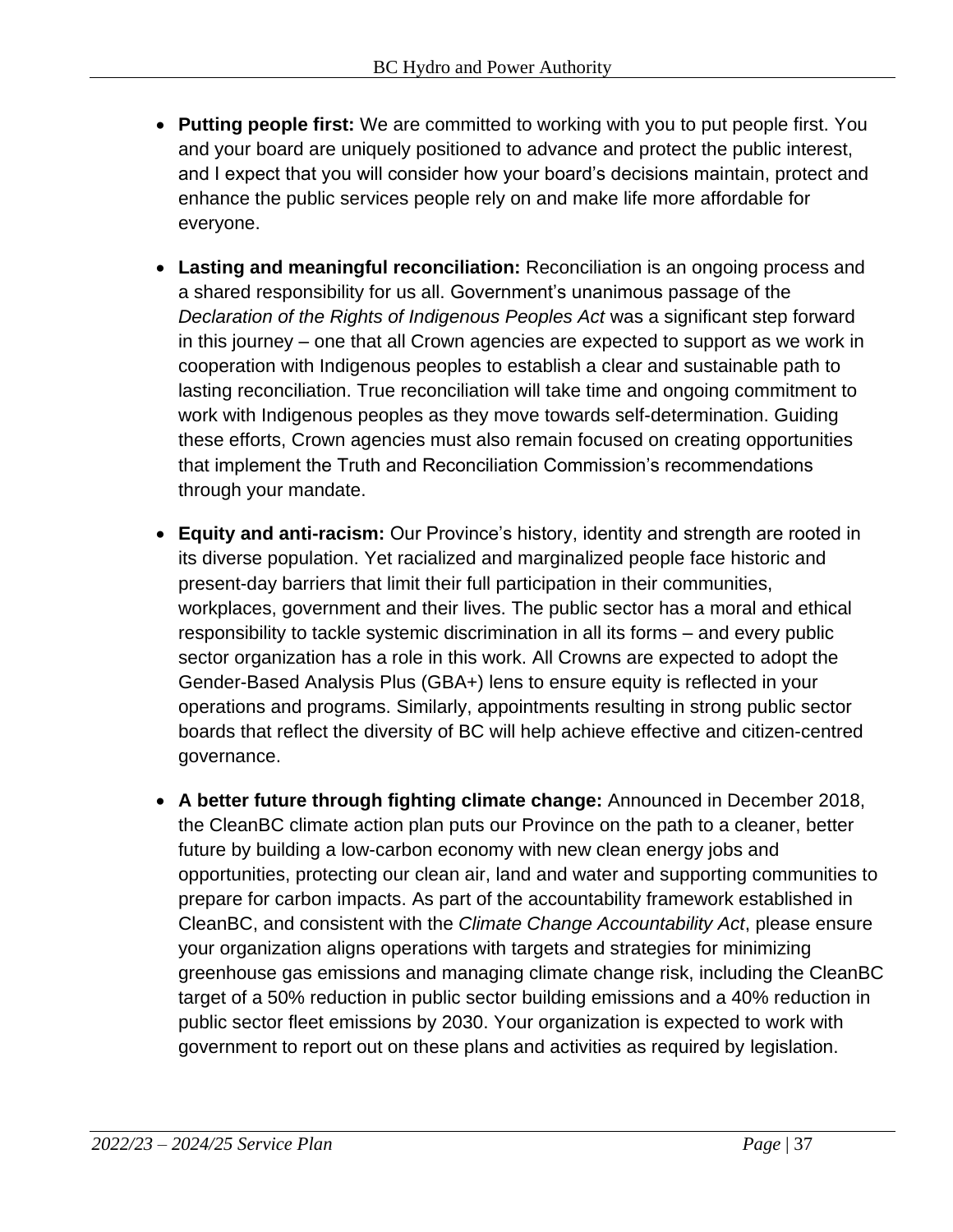- **Putting people first:** We are committed to working with you to put people first. You and your board are uniquely positioned to advance and protect the public interest, and I expect that you will consider how your board's decisions maintain, protect and enhance the public services people rely on and make life more affordable for everyone.

- **Lasting and meaningful reconciliation:** Reconciliation is an ongoing process and a shared responsibility for us all. Government's unanimous passage of the *Declaration of the Rights of Indigenous Peoples Act* was a significant step forward in this journey – one that all Crown agencies are expected to support as we work in cooperation with Indigenous peoples to establish a clear and sustainable path to lasting reconciliation. True reconciliation will take time and ongoing commitment to work with Indigenous peoples as they move towards self-determination. Guiding these efforts, Crown agencies must also remain focused on creating opportunities that implement the Truth and Reconciliation Commission's recommendations through your mandate.

- **Equity and anti-racism:** Our Province's history, identity and strength are rooted in its diverse population. Yet racialized and marginalized people face historic and present-day barriers that limit their full participation in their communities, workplaces, government and their lives. The public sector has a moral and ethical responsibility to tackle systemic discrimination in all its forms – and every public sector organization has a role in this work. All Crowns are expected to adopt the Gender-Based Analysis Plus (GBA+) lens to ensure equity is reflected in your operations and programs. Similarly, appointments resulting in strong public sector boards that reflect the diversity of BC will help achieve effective and citizen-centred governance.

- **A better future through fighting climate change:** Announced in December 2018, the CleanBC climate action plan puts our Province on the path to a cleaner, better future by building a low-carbon economy with new clean energy jobs and opportunities, protecting our clean air, land and water and supporting communities to prepare for carbon impacts. As part of the accountability framework established in CleanBC, and consistent with the *Climate Change Accountability Act*, please ensure your organization aligns operations with targets and strategies for minimizing greenhouse gas emissions and managing climate change risk, including the CleanBC target of a 50% reduction in public sector building emissions and a 40% reduction in public sector fleet emissions by 2030. Your organization is expected to work with government to report out on these plans and activities as required by legislation.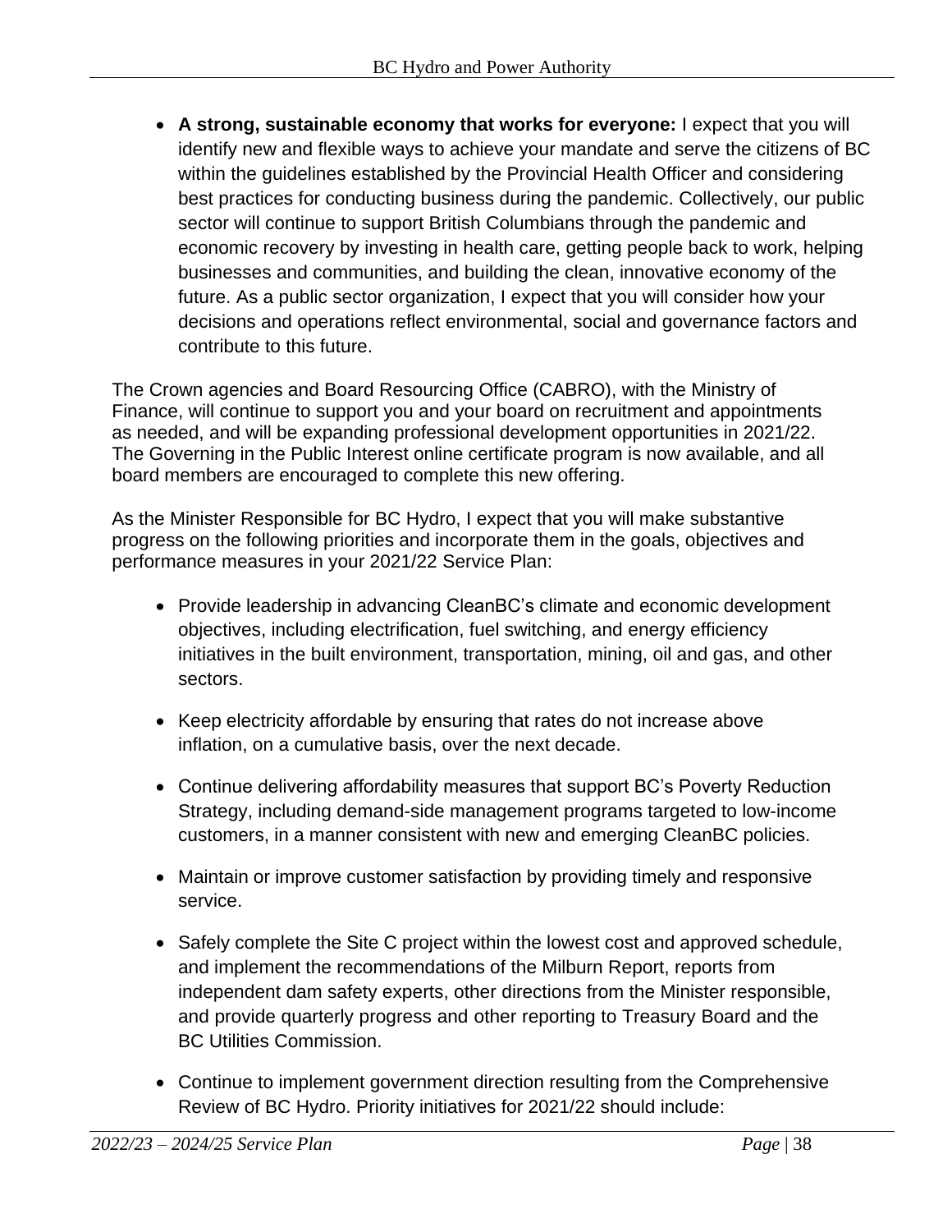- **A strong, sustainable economy that works for everyone:** I expect that you will identify new and flexible ways to achieve your mandate and serve the citizens of BC within the guidelines established by the Provincial Health Officer and considering best practices for conducting business during the pandemic. Collectively, our public sector will continue to support British Columbians through the pandemic and economic recovery by investing in health care, getting people back to work, helping businesses and communities, and building the clean, innovative economy of the future. As a public sector organization, I expect that you will consider how your decisions and operations reflect environmental, social and governance factors and contribute to this future.

The Crown agencies and Board Resourcing Office (CABRO), with the Ministry of Finance, will continue to support you and your board on recruitment and appointments as needed, and will be expanding professional development opportunities in 2021/22. The Governing in the Public Interest online certificate program is now available, and all board members are encouraged to complete this new offering.

As the Minister Responsible for BC Hydro, I expect that you will make substantive progress on the following priorities and incorporate them in the goals, objectives and performance measures in your 2021/22 Service Plan:

- Provide leadership in advancing CleanBC's climate and economic development objectives, including electrification, fuel switching, and energy efficiency initiatives in the built environment, transportation, mining, oil and gas, and other sectors.

- Keep electricity affordable by ensuring that rates do not increase above inflation, on a cumulative basis, over the next decade.

- Continue delivering affordability measures that support BC's Poverty Reduction Strategy, including demand-side management programs targeted to low-income customers, in a manner consistent with new and emerging CleanBC policies.

- Maintain or improve customer satisfaction by providing timely and responsive service.

- Safely complete the Site C project within the lowest cost and approved schedule, and implement the recommendations of the Milburn Report, reports from independent dam safety experts, other directions from the Minister responsible, and provide quarterly progress and other reporting to Treasury Board and the BC Utilities Commission.

- Continue to implement government direction resulting from the Comprehensive Review of BC Hydro. Priority initiatives for 2021/22 should include: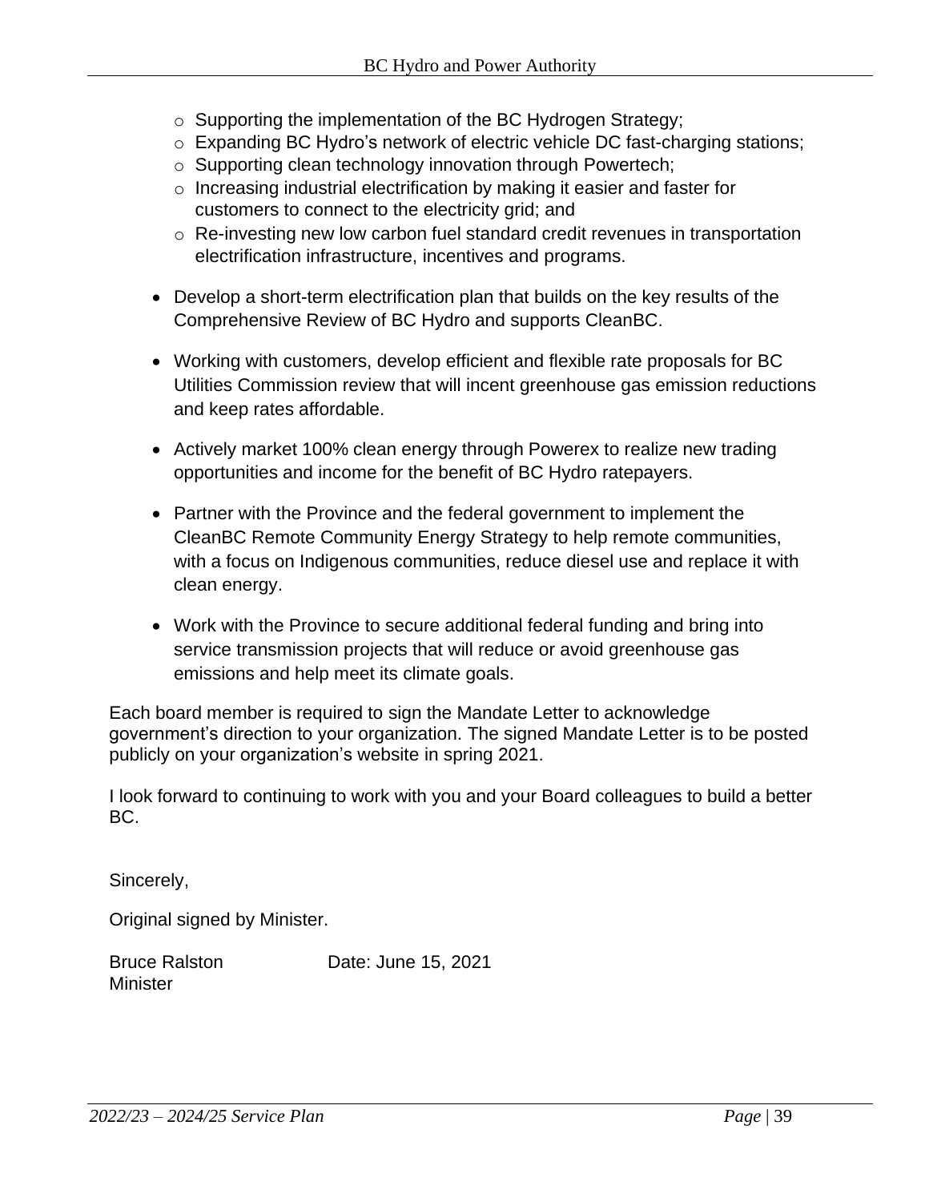- Supporting the implementation of the BC Hydrogen Strategy;
  - Expanding BC Hydro's network of electric vehicle DC fast-charging stations;
  - Supporting clean technology innovation through Powertech;
  - Increasing industrial electrification by making it easier and faster for customers to connect to the electricity grid; and
  - Re-investing new low carbon fuel standard credit revenues in transportation electrification infrastructure, incentives and programs.

- Develop a short-term electrification plan that builds on the key results of the Comprehensive Review of BC Hydro and supports CleanBC.

- Working with customers, develop efficient and flexible rate proposals for BC Utilities Commission review that will incent greenhouse gas emission reductions and keep rates affordable.

- Actively market 100% clean energy through Powerex to realize new trading opportunities and income for the benefit of BC Hydro ratepayers.

- Partner with the Province and the federal government to implement the CleanBC Remote Community Energy Strategy to help remote communities, with a focus on Indigenous communities, reduce diesel use and replace it with clean energy.

- Work with the Province to secure additional federal funding and bring into service transmission projects that will reduce or avoid greenhouse gas emissions and help meet its climate goals.

Each board member is required to sign the Mandate Letter to acknowledge government's direction to your organization. The signed Mandate Letter is to be posted publicly on your organization's website in spring 2021.

I look forward to continuing to work with you and your Board colleagues to build a better BC.

Sincerely,

Original signed by Minister.

Bruce Ralston　　　　Date: June 15, 2021
Minister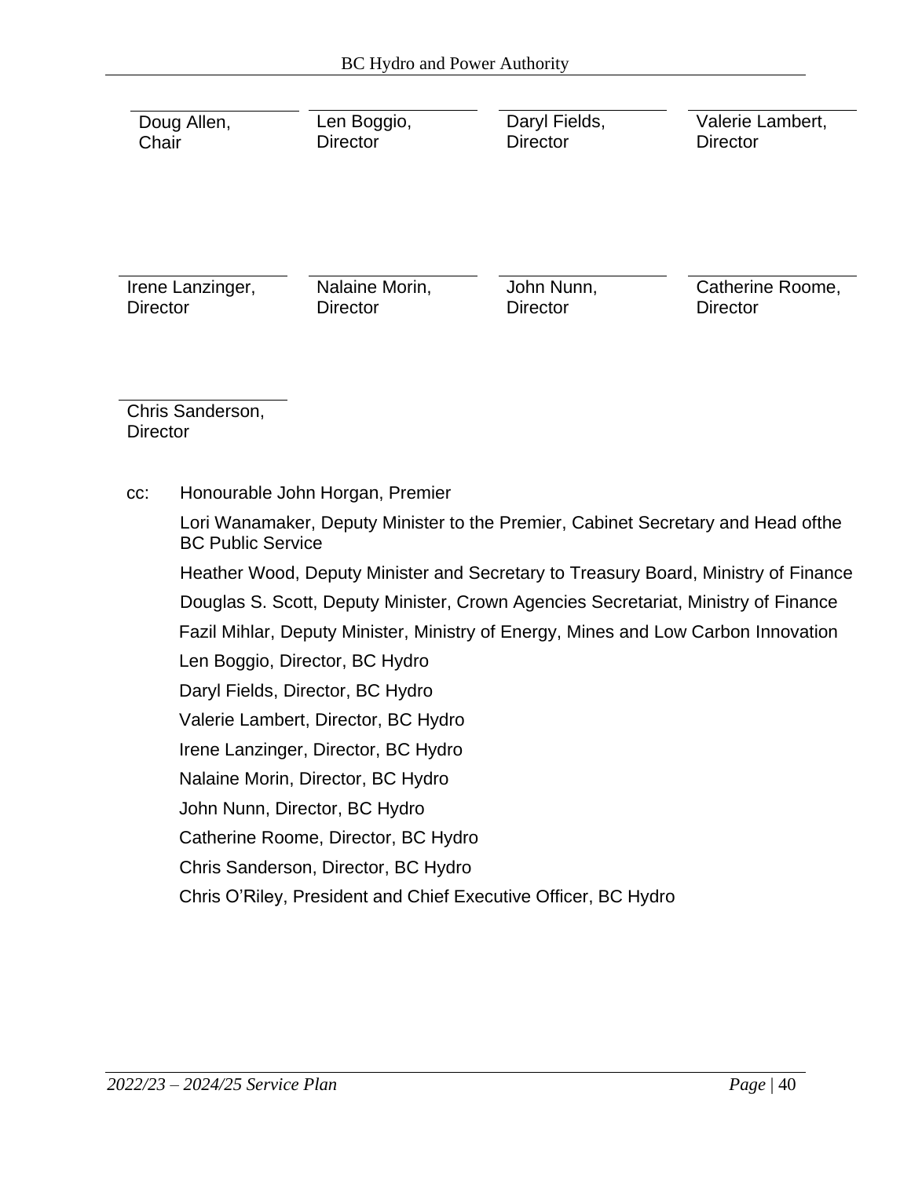| | | | |
|---|---|---|---|
| Doug Allen, Chair | Len Boggio, Director | Daryl Fields, Director | Valerie Lambert, Director |
| Irene Lanzinger, Director | Nalaine Morin, Director | John Nunn, Director | Catherine Roome, Director |
| Chris Sanderson, Director | | | |

cc: Honourable John Horgan, Premier

Lori Wanamaker, Deputy Minister to the Premier, Cabinet Secretary and Head ofthe BC Public Service

Heather Wood, Deputy Minister and Secretary to Treasury Board, Ministry of Finance

Douglas S. Scott, Deputy Minister, Crown Agencies Secretariat, Ministry of Finance

Fazil Mihlar, Deputy Minister, Ministry of Energy, Mines and Low Carbon Innovation

Len Boggio, Director, BC Hydro

Daryl Fields, Director, BC Hydro

Valerie Lambert, Director, BC Hydro

Irene Lanzinger, Director, BC Hydro

Nalaine Morin, Director, BC Hydro

John Nunn, Director, BC Hydro

Catherine Roome, Director, BC Hydro

Chris Sanderson, Director, BC Hydro

Chris O'Riley, President and Chief Executive Officer, BC Hydro